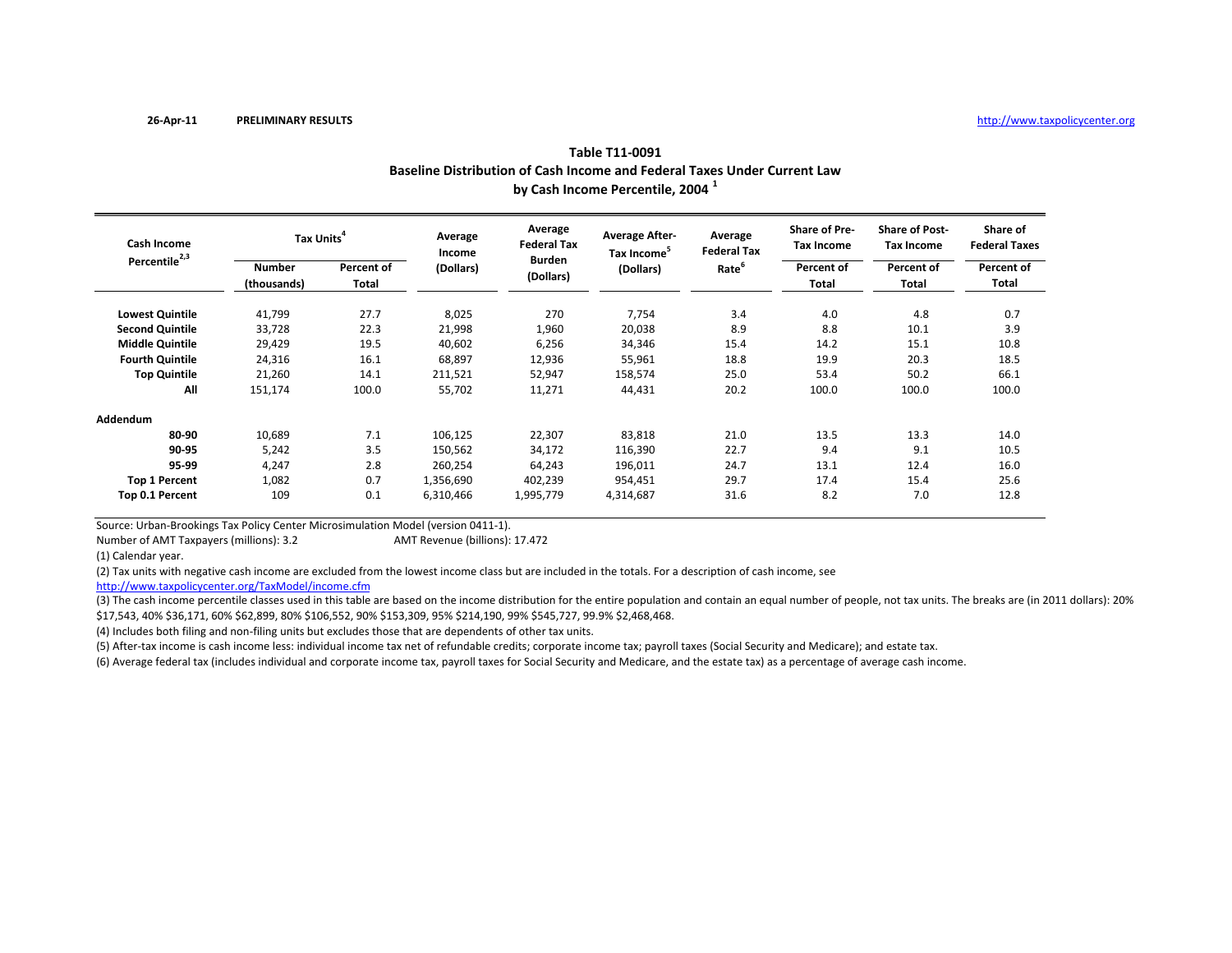26-Apr-11 **PRELIMINARY RESULTS** http://www.taxpolicycenter.org

## Table T11-0091
## Baseline Distribution of Cash Income and Federal Taxes Under Current Law by Cash Income Percentile, 2004 [1]

| Cash Income Percentile[2,3] | Tax Units[4] | | Average Income (Dollars) | Average Federal Tax Burden (Dollars) | Average After-Tax Income[5] (Dollars) | Average Federal Tax Rate[6] | Share of Pre-Tax Income | Share of Post-Tax Income | Share of Federal Taxes |
|---|---|---|---|---|---|---|---|---|---|
| | Number (thousands) | Percent of Total | | | | | Percent of Total | Percent of Total | Percent of Total |
| **Lowest Quintile** | 41,799 | 27.7 | 8,025 | 270 | 7,754 | 3.4 | 4.0 | 4.8 | 0.7 |
| **Second Quintile** | 33,728 | 22.3 | 21,998 | 1,960 | 20,038 | 8.9 | 8.8 | 10.1 | 3.9 |
| **Middle Quintile** | 29,429 | 19.5 | 40,602 | 6,256 | 34,346 | 15.4 | 14.2 | 15.1 | 10.8 |
| **Fourth Quintile** | 24,316 | 16.1 | 68,897 | 12,936 | 55,961 | 18.8 | 19.9 | 20.3 | 18.5 |
| **Top Quintile** | 21,260 | 14.1 | 211,521 | 52,947 | 158,574 | 25.0 | 53.4 | 50.2 | 66.1 |
| **All** | 151,174 | 100.0 | 55,702 | 11,271 | 44,431 | 20.2 | 100.0 | 100.0 | 100.0 |
| **Addendum** | | | | | | | | | |
| **80-90** | 10,689 | 7.1 | 106,125 | 22,307 | 83,818 | 21.0 | 13.5 | 13.3 | 14.0 |
| **90-95** | 5,242 | 3.5 | 150,562 | 34,172 | 116,390 | 22.7 | 9.4 | 9.1 | 10.5 |
| **95-99** | 4,247 | 2.8 | 260,254 | 64,243 | 196,011 | 24.7 | 13.1 | 12.4 | 16.0 |
| **Top 1 Percent** | 1,082 | 0.7 | 1,356,690 | 402,239 | 954,451 | 29.7 | 17.4 | 15.4 | 25.6 |
| **Top 0.1 Percent** | 109 | 0.1 | 6,310,466 | 1,995,779 | 4,314,687 | 31.6 | 8.2 | 7.0 | 12.8 |

Source: Urban-Brookings Tax Policy Center Microsimulation Model (version 0411-1).

Number of AMT Taxpayers (millions): 3.2 AMT Revenue (billions): 17.472

(1) Calendar year.

(2) Tax units with negative cash income are excluded from the lowest income class but are included in the totals. For a description of cash income, see http://www.taxpolicycenter.org/TaxModel/income.cfm

(3) The cash income percentile classes used in this table are based on the income distribution for the entire population and contain an equal number of people, not tax units. The breaks are (in 2011 dollars): 20% $17,543, 40% $36,171, 60% $62,899, 80% $106,552, 90% $153,309, 95% $214,190, 99% $545,727, 99.9% $2,468,468.

(4) Includes both filing and non-filing units but excludes those that are dependents of other tax units.

(5) After-tax income is cash income less: individual income tax net of refundable credits; corporate income tax; payroll taxes (Social Security and Medicare); and estate tax.

(6) Average federal tax (includes individual and corporate income tax, payroll taxes for Social Security and Medicare, and the estate tax) as a percentage of average cash income.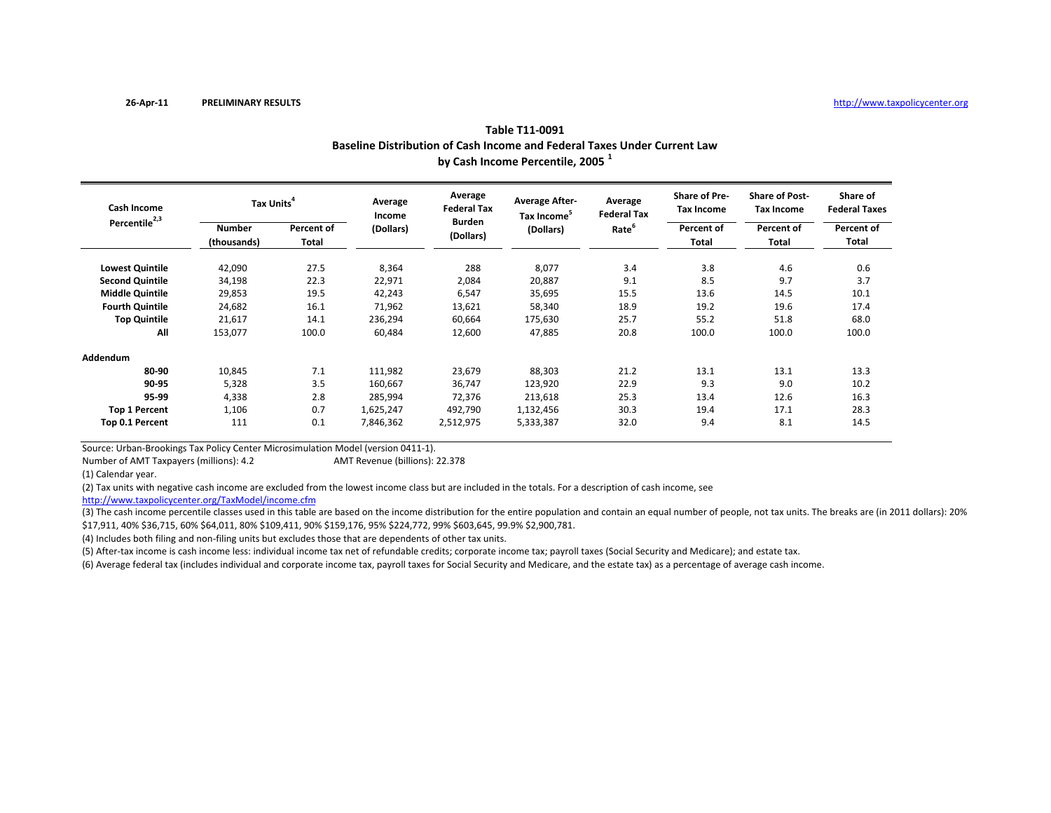26-Apr-11 PRELIMINARY RESULTS http://www.taxpolicycenter.org

## Table T11-0091
## Baseline Distribution of Cash Income and Federal Taxes Under Current Law
## by Cash Income Percentile, 2005 [1]

| Cash Income Percentile[2,3] | Tax Units[4] | | Average Income (Dollars) | Average Federal Tax Burden (Dollars) | Average After-Tax Income[5] (Dollars) | Average Federal Tax Rate[6] | Share of Pre-Tax Income | Share of Post-Tax Income | Share of Federal Taxes |
|---|---|---|---|---|---|---|---|---|---|
| | Number (thousands) | Percent of Total | | | | | Percent of Total | Percent of Total | Percent of Total |
| **Lowest Quintile** | 42,090 | 27.5 | 8,364 | 288 | 8,077 | 3.4 | 3.8 | 4.6 | 0.6 |
| **Second Quintile** | 34,198 | 22.3 | 22,971 | 2,084 | 20,887 | 9.1 | 8.5 | 9.7 | 3.7 |
| **Middle Quintile** | 29,853 | 19.5 | 42,243 | 6,547 | 35,695 | 15.5 | 13.6 | 14.5 | 10.1 |
| **Fourth Quintile** | 24,682 | 16.1 | 71,962 | 13,621 | 58,340 | 18.9 | 19.2 | 19.6 | 17.4 |
| **Top Quintile** | 21,617 | 14.1 | 236,294 | 60,664 | 175,630 | 25.7 | 55.2 | 51.8 | 68.0 |
| **All** | 153,077 | 100.0 | 60,484 | 12,600 | 47,885 | 20.8 | 100.0 | 100.0 | 100.0 |
| **Addendum** | | | | | | | | | |
| **80-90** | 10,845 | 7.1 | 111,982 | 23,679 | 88,303 | 21.2 | 13.1 | 13.1 | 13.3 |
| **90-95** | 5,328 | 3.5 | 160,667 | 36,747 | 123,920 | 22.9 | 9.3 | 9.0 | 10.2 |
| **95-99** | 4,338 | 2.8 | 285,994 | 72,376 | 213,618 | 25.3 | 13.4 | 12.6 | 16.3 |
| **Top 1 Percent** | 1,106 | 0.7 | 1,625,247 | 492,790 | 1,132,456 | 30.3 | 19.4 | 17.1 | 28.3 |
| **Top 0.1 Percent** | 111 | 0.1 | 7,846,362 | 2,512,975 | 5,333,387 | 32.0 | 9.4 | 8.1 | 14.5 |

Source: Urban-Brookings Tax Policy Center Microsimulation Model (version 0411-1).

Number of AMT Taxpayers (millions): 4.2 AMT Revenue (billions): 22.378

(1) Calendar year.

(2) Tax units with negative cash income are excluded from the lowest income class but are included in the totals. For a description of cash income, see http://www.taxpolicycenter.org/TaxModel/income.cfm

(3) The cash income percentile classes used in this table are based on the income distribution for the entire population and contain an equal number of people, not tax units. The breaks are (in 2011 dollars): 20% $17,911, 40% $36,715, 60% $64,011, 80% $109,411, 90% $159,176, 95% $224,772, 99% $603,645, 99.9% $2,900,781.

(4) Includes both filing and non-filing units but excludes those that are dependents of other tax units.

(5) After-tax income is cash income less: individual income tax net of refundable credits; corporate income tax; payroll taxes (Social Security and Medicare); and estate tax.

(6) Average federal tax (includes individual and corporate income tax, payroll taxes for Social Security and Medicare, and the estate tax) as a percentage of average cash income.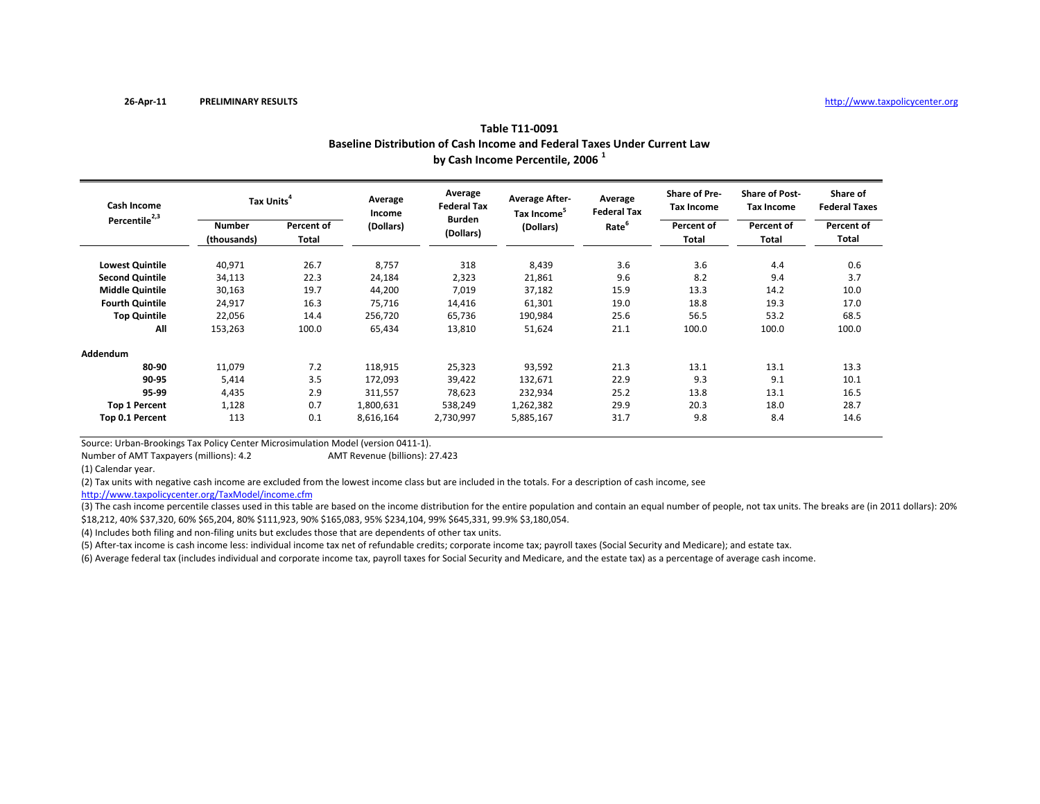26-Apr-11 PRELIMINARY RESULTS http://www.taxpolicycenter.org

**Table T11-0091**
**Baseline Distribution of Cash Income and Federal Taxes Under Current Law**
**by Cash Income Percentile, 2006 [1]**

| Cash Income Percentile[2,3] | Tax Units[4] | | Average Income (Dollars) | Average Federal Tax Burden (Dollars) | Average After-Tax Income[5] (Dollars) | Average Federal Tax Rate[6] | Share of Pre-Tax Income | Share of Post-Tax Income | Share of Federal Taxes |
|---|---|---|---|---|---|---|---|---|---|
| | Number (thousands) | Percent of Total | | | | | Percent of Total | Percent of Total | Percent of Total |
| **Lowest Quintile** | 40,971 | 26.7 | 8,757 | 318 | 8,439 | 3.6 | 3.6 | 4.4 | 0.6 |
| **Second Quintile** | 34,113 | 22.3 | 24,184 | 2,323 | 21,861 | 9.6 | 8.2 | 9.4 | 3.7 |
| **Middle Quintile** | 30,163 | 19.7 | 44,200 | 7,019 | 37,182 | 15.9 | 13.3 | 14.2 | 10.0 |
| **Fourth Quintile** | 24,917 | 16.3 | 75,716 | 14,416 | 61,301 | 19.0 | 18.8 | 19.3 | 17.0 |
| **Top Quintile** | 22,056 | 14.4 | 256,720 | 65,736 | 190,984 | 25.6 | 56.5 | 53.2 | 68.5 |
| **All** | 153,263 | 100.0 | 65,434 | 13,810 | 51,624 | 21.1 | 100.0 | 100.0 | 100.0 |
| **Addendum** | | | | | | | | | |
| **80-90** | 11,079 | 7.2 | 118,915 | 25,323 | 93,592 | 21.3 | 13.1 | 13.1 | 13.3 |
| **90-95** | 5,414 | 3.5 | 172,093 | 39,422 | 132,671 | 22.9 | 9.3 | 9.1 | 10.1 |
| **95-99** | 4,435 | 2.9 | 311,557 | 78,623 | 232,934 | 25.2 | 13.8 | 13.1 | 16.5 |
| **Top 1 Percent** | 1,128 | 0.7 | 1,800,631 | 538,249 | 1,262,382 | 29.9 | 20.3 | 18.0 | 28.7 |
| **Top 0.1 Percent** | 113 | 0.1 | 8,616,164 | 2,730,997 | 5,885,167 | 31.7 | 9.8 | 8.4 | 14.6 |

Source: Urban-Brookings Tax Policy Center Microsimulation Model (version 0411-1).

Number of AMT Taxpayers (millions): 4.2 AMT Revenue (billions): 27.423

(1) Calendar year.

(2) Tax units with negative cash income are excluded from the lowest income class but are included in the totals. For a description of cash income, see http://www.taxpolicycenter.org/TaxModel/income.cfm

(3) The cash income percentile classes used in this table are based on the income distribution for the entire population and contain an equal number of people, not tax units. The breaks are (in 2011 dollars): 20% $18,212, 40% $37,320, 60% $65,204, 80% $111,923, 90% $165,083, 95% $234,104, 99% $645,331, 99.9% $3,180,054.

(4) Includes both filing and non-filing units but excludes those that are dependents of other tax units.

(5) After-tax income is cash income less: individual income tax net of refundable credits; corporate income tax; payroll taxes (Social Security and Medicare); and estate tax.

(6) Average federal tax (includes individual and corporate income tax, payroll taxes for Social Security and Medicare, and the estate tax) as a percentage of average cash income.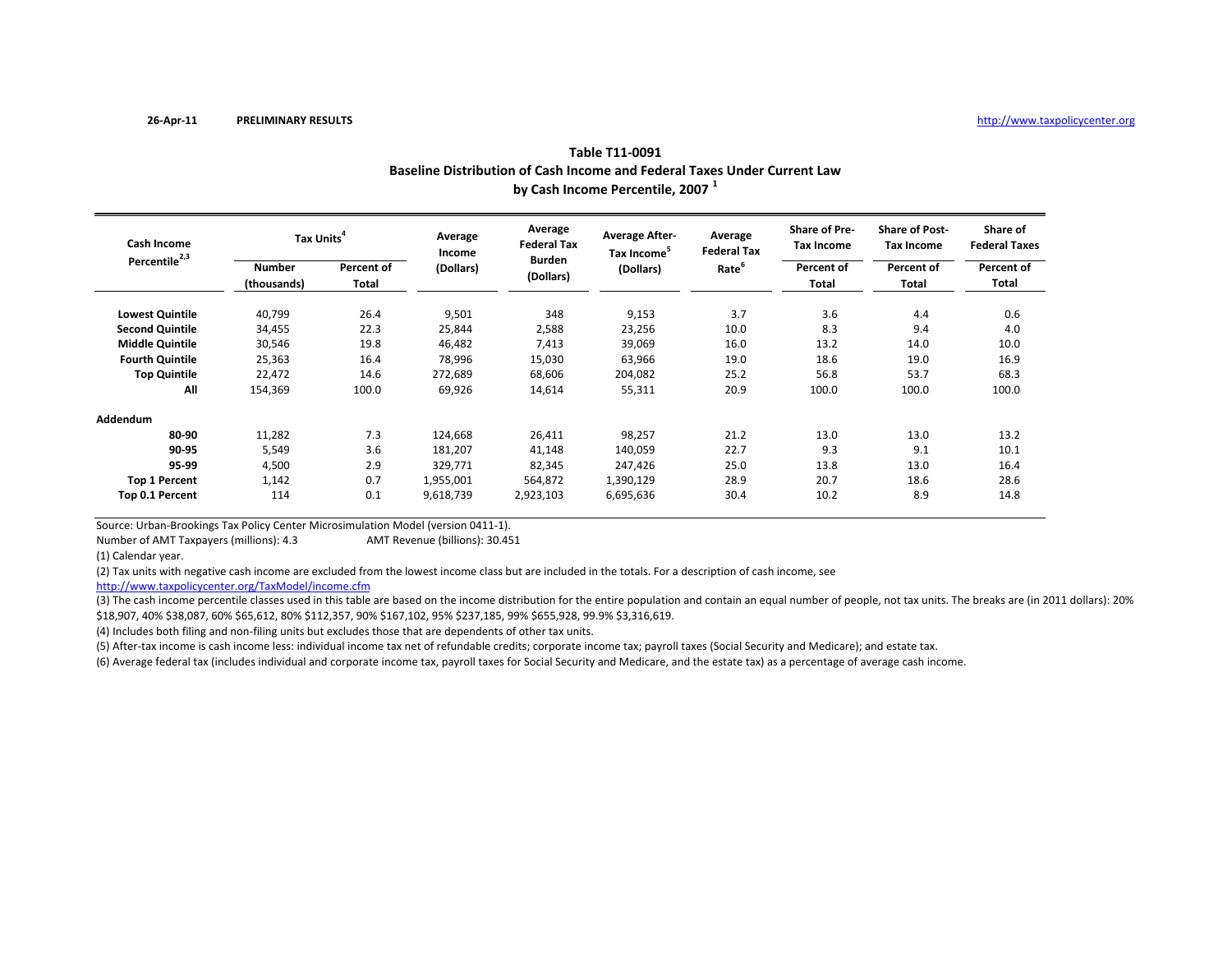26-Apr-11 **PRELIMINARY RESULTS** http://www.taxpolicycenter.org

## Table T11-0091
## Baseline Distribution of Cash Income and Federal Taxes Under Current Law
## by Cash Income Percentile, 2007 [1]

| Cash Income Percentile[2,3] | Tax Units[4] | | Average Income (Dollars) | Average Federal Tax Burden (Dollars) | Average After-Tax Income[5] (Dollars) | Average Federal Tax Rate[6] | Share of Pre-Tax Income | Share of Post-Tax Income | Share of Federal Taxes |
|---|---|---|---|---|---|---|---|---|---|
| | Number (thousands) | Percent of Total | | | | | Percent of Total | Percent of Total | Percent of Total |
| **Lowest Quintile** | 40,799 | 26.4 | 9,501 | 348 | 9,153 | 3.7 | 3.6 | 4.4 | 0.6 |
| **Second Quintile** | 34,455 | 22.3 | 25,844 | 2,588 | 23,256 | 10.0 | 8.3 | 9.4 | 4.0 |
| **Middle Quintile** | 30,546 | 19.8 | 46,482 | 7,413 | 39,069 | 16.0 | 13.2 | 14.0 | 10.0 |
| **Fourth Quintile** | 25,363 | 16.4 | 78,996 | 15,030 | 63,966 | 19.0 | 18.6 | 19.0 | 16.9 |
| **Top Quintile** | 22,472 | 14.6 | 272,689 | 68,606 | 204,082 | 25.2 | 56.8 | 53.7 | 68.3 |
| **All** | 154,369 | 100.0 | 69,926 | 14,614 | 55,311 | 20.9 | 100.0 | 100.0 | 100.0 |
| **Addendum** | | | | | | | | | |
| **80-90** | 11,282 | 7.3 | 124,668 | 26,411 | 98,257 | 21.2 | 13.0 | 13.0 | 13.2 |
| **90-95** | 5,549 | 3.6 | 181,207 | 41,148 | 140,059 | 22.7 | 9.3 | 9.1 | 10.1 |
| **95-99** | 4,500 | 2.9 | 329,771 | 82,345 | 247,426 | 25.0 | 13.8 | 13.0 | 16.4 |
| **Top 1 Percent** | 1,142 | 0.7 | 1,955,001 | 564,872 | 1,390,129 | 28.9 | 20.7 | 18.6 | 28.6 |
| **Top 0.1 Percent** | 114 | 0.1 | 9,618,739 | 2,923,103 | 6,695,636 | 30.4 | 10.2 | 8.9 | 14.8 |

Source: Urban-Brookings Tax Policy Center Microsimulation Model (version 0411-1).

Number of AMT Taxpayers (millions): 4.3 AMT Revenue (billions): 30.451

(1) Calendar year.

(2) Tax units with negative cash income are excluded from the lowest income class but are included in the totals. For a description of cash income, see http://www.taxpolicycenter.org/TaxModel/income.cfm

(3) The cash income percentile classes used in this table are based on the income distribution for the entire population and contain an equal number of people, not tax units. The breaks are (in 2011 dollars): 20% $18,907, 40% $38,087, 60% $65,612, 80% $112,357, 90% $167,102, 95% $237,185, 99% $655,928, 99.9% $3,316,619.

(4) Includes both filing and non-filing units but excludes those that are dependents of other tax units.

(5) After-tax income is cash income less: individual income tax net of refundable credits; corporate income tax; payroll taxes (Social Security and Medicare); and estate tax.

(6) Average federal tax (includes individual and corporate income tax, payroll taxes for Social Security and Medicare, and the estate tax) as a percentage of average cash income.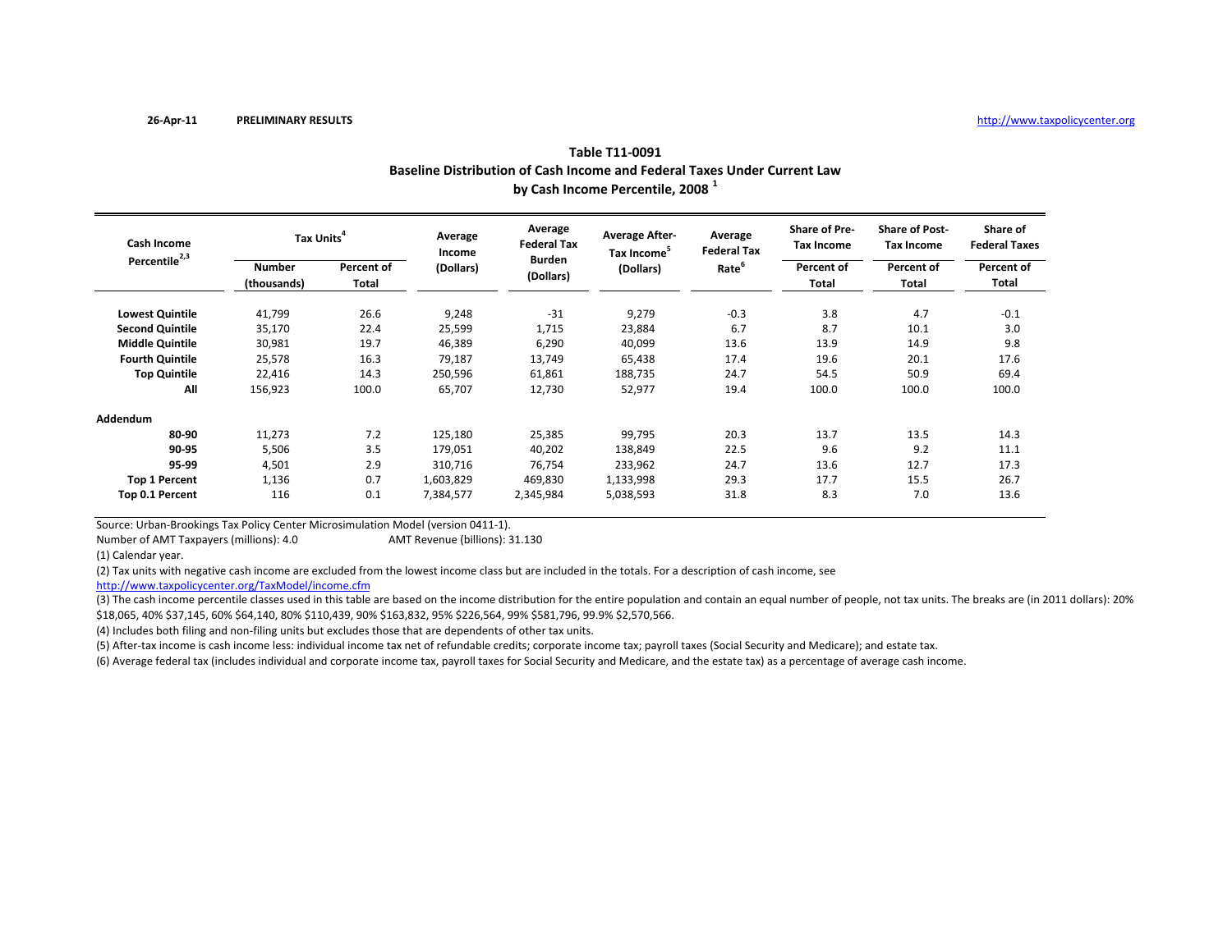26-Apr-11 PRELIMINARY RESULTS http://www.taxpolicycenter.org

**Table T11-0091**
**Baseline Distribution of Cash Income and Federal Taxes Under Current Law**
**by Cash Income Percentile, 2008 [1]**

| Cash Income Percentile[2,3] | Tax Units[4] | | Average Income (Dollars) | Average Federal Tax Burden (Dollars) | Average After-Tax Income[5] (Dollars) | Average Federal Tax Rate[6] | Share of Pre-Tax Income | Share of Post-Tax Income | Share of Federal Taxes |
|---|---|---|---|---|---|---|---|---|---|
| | Number (thousands) | Percent of Total | | | | | Percent of Total | Percent of Total | Percent of Total |
| **Lowest Quintile** | 41,799 | 26.6 | 9,248 | -31 | 9,279 | -0.3 | 3.8 | 4.7 | -0.1 |
| **Second Quintile** | 35,170 | 22.4 | 25,599 | 1,715 | 23,884 | 6.7 | 8.7 | 10.1 | 3.0 |
| **Middle Quintile** | 30,981 | 19.7 | 46,389 | 6,290 | 40,099 | 13.6 | 13.9 | 14.9 | 9.8 |
| **Fourth Quintile** | 25,578 | 16.3 | 79,187 | 13,749 | 65,438 | 17.4 | 19.6 | 20.1 | 17.6 |
| **Top Quintile** | 22,416 | 14.3 | 250,596 | 61,861 | 188,735 | 24.7 | 54.5 | 50.9 | 69.4 |
| **All** | 156,923 | 100.0 | 65,707 | 12,730 | 52,977 | 19.4 | 100.0 | 100.0 | 100.0 |
| **Addendum** | | | | | | | | | |
| **80-90** | 11,273 | 7.2 | 125,180 | 25,385 | 99,795 | 20.3 | 13.7 | 13.5 | 14.3 |
| **90-95** | 5,506 | 3.5 | 179,051 | 40,202 | 138,849 | 22.5 | 9.6 | 9.2 | 11.1 |
| **95-99** | 4,501 | 2.9 | 310,716 | 76,754 | 233,962 | 24.7 | 13.6 | 12.7 | 17.3 |
| **Top 1 Percent** | 1,136 | 0.7 | 1,603,829 | 469,830 | 1,133,998 | 29.3 | 17.7 | 15.5 | 26.7 |
| **Top 0.1 Percent** | 116 | 0.1 | 7,384,577 | 2,345,984 | 5,038,593 | 31.8 | 8.3 | 7.0 | 13.6 |

Source: Urban-Brookings Tax Policy Center Microsimulation Model (version 0411-1).

Number of AMT Taxpayers (millions): 4.0 AMT Revenue (billions): 31.130

(1) Calendar year.

(2) Tax units with negative cash income are excluded from the lowest income class but are included in the totals. For a description of cash income, see http://www.taxpolicycenter.org/TaxModel/income.cfm

(3) The cash income percentile classes used in this table are based on the income distribution for the entire population and contain an equal number of people, not tax units. The breaks are (in 2011 dollars): 20% $18,065, 40% $37,145, 60% $64,140, 80% $110,439, 90% $163,832, 95% $226,564, 99% $581,796, 99.9% $2,570,566.

(4) Includes both filing and non-filing units but excludes those that are dependents of other tax units.

(5) After-tax income is cash income less: individual income tax net of refundable credits; corporate income tax; payroll taxes (Social Security and Medicare); and estate tax.

(6) Average federal tax (includes individual and corporate income tax, payroll taxes for Social Security and Medicare, and the estate tax) as a percentage of average cash income.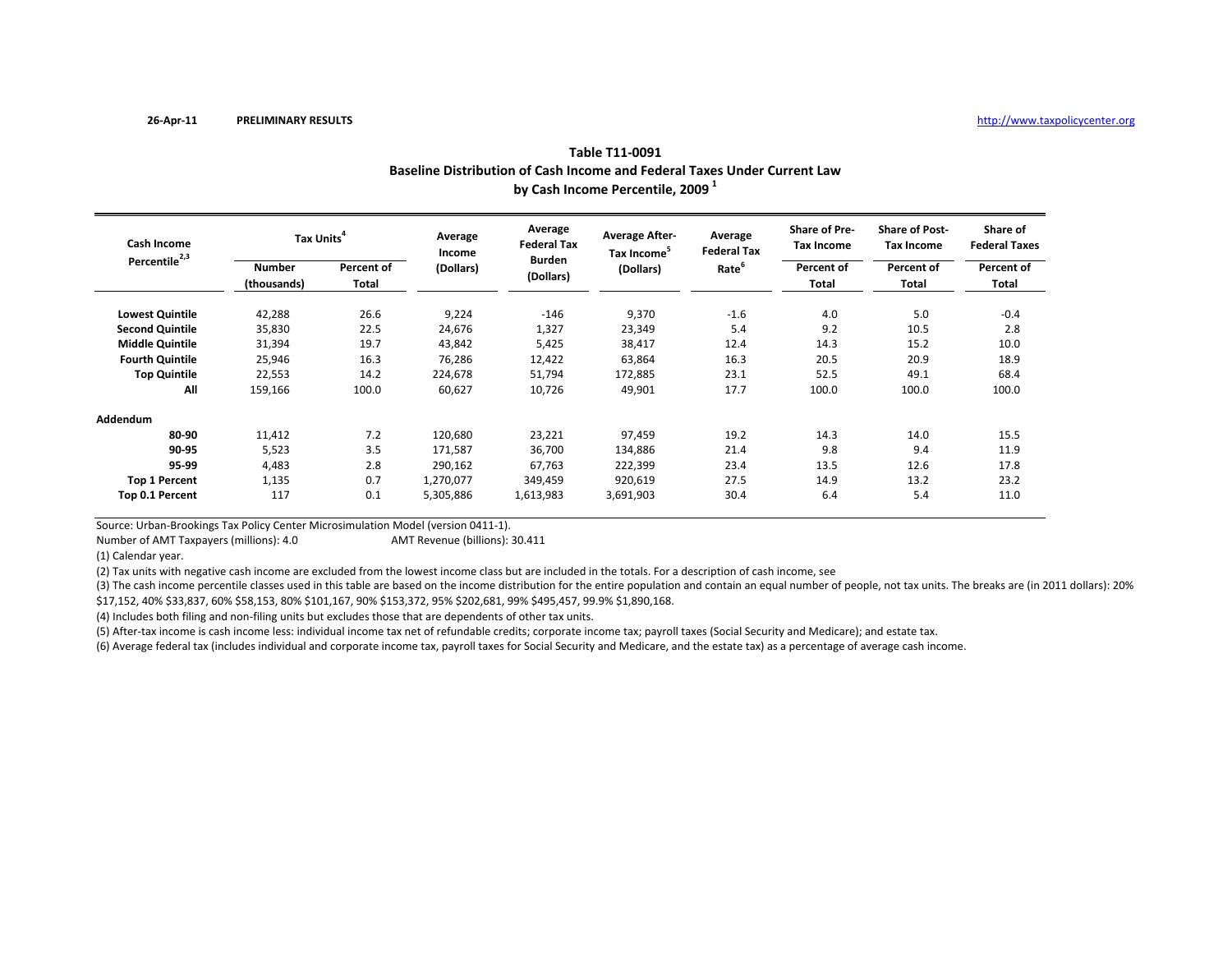26-Apr-11 **PRELIMINARY RESULTS** http://www.taxpolicycenter.org

## Table T11-0091
### Baseline Distribution of Cash Income and Federal Taxes Under Current Law by Cash Income Percentile, 2009 [1]

| Cash Income Percentile[2,3] | Tax Units[4] | | Average Income (Dollars) | Average Federal Tax Burden (Dollars) | Average After-Tax Income[5] (Dollars) | Average Federal Tax Rate[6] | Share of Pre-Tax Income | Share of Post-Tax Income | Share of Federal Taxes |
|---|---|---|---|---|---|---|---|---|---|
| | Number (thousands) | Percent of Total | | | | | Percent of Total | Percent of Total | Percent of Total |
| **Lowest Quintile** | 42,288 | 26.6 | 9,224 | -146 | 9,370 | -1.6 | 4.0 | 5.0 | -0.4 |
| **Second Quintile** | 35,830 | 22.5 | 24,676 | 1,327 | 23,349 | 5.4 | 9.2 | 10.5 | 2.8 |
| **Middle Quintile** | 31,394 | 19.7 | 43,842 | 5,425 | 38,417 | 12.4 | 14.3 | 15.2 | 10.0 |
| **Fourth Quintile** | 25,946 | 16.3 | 76,286 | 12,422 | 63,864 | 16.3 | 20.5 | 20.9 | 18.9 |
| **Top Quintile** | 22,553 | 14.2 | 224,678 | 51,794 | 172,885 | 23.1 | 52.5 | 49.1 | 68.4 |
| **All** | 159,166 | 100.0 | 60,627 | 10,726 | 49,901 | 17.7 | 100.0 | 100.0 | 100.0 |
| **Addendum** | | | | | | | | | |
| **80-90** | 11,412 | 7.2 | 120,680 | 23,221 | 97,459 | 19.2 | 14.3 | 14.0 | 15.5 |
| **90-95** | 5,523 | 3.5 | 171,587 | 36,700 | 134,886 | 21.4 | 9.8 | 9.4 | 11.9 |
| **95-99** | 4,483 | 2.8 | 290,162 | 67,763 | 222,399 | 23.4 | 13.5 | 12.6 | 17.8 |
| **Top 1 Percent** | 1,135 | 0.7 | 1,270,077 | 349,459 | 920,619 | 27.5 | 14.9 | 13.2 | 23.2 |
| **Top 0.1 Percent** | 117 | 0.1 | 5,305,886 | 1,613,983 | 3,691,903 | 30.4 | 6.4 | 5.4 | 11.0 |

Source: Urban-Brookings Tax Policy Center Microsimulation Model (version 0411-1).

Number of AMT Taxpayers (millions): 4.0 AMT Revenue (billions): 30.411

(1) Calendar year.

(2) Tax units with negative cash income are excluded from the lowest income class but are included in the totals. For a description of cash income, see

(3) The cash income percentile classes used in this table are based on the income distribution for the entire population and contain an equal number of people, not tax units. The breaks are (in 2011 dollars): 20% $17,152, 40% $33,837, 60% $58,153, 80% $101,167, 90% $153,372, 95% $202,681, 99% $495,457, 99.9% $1,890,168.

(4) Includes both filing and non-filing units but excludes those that are dependents of other tax units.

(5) After-tax income is cash income less: individual income tax net of refundable credits; corporate income tax; payroll taxes (Social Security and Medicare); and estate tax.

(6) Average federal tax (includes individual and corporate income tax, payroll taxes for Social Security and Medicare, and the estate tax) as a percentage of average cash income.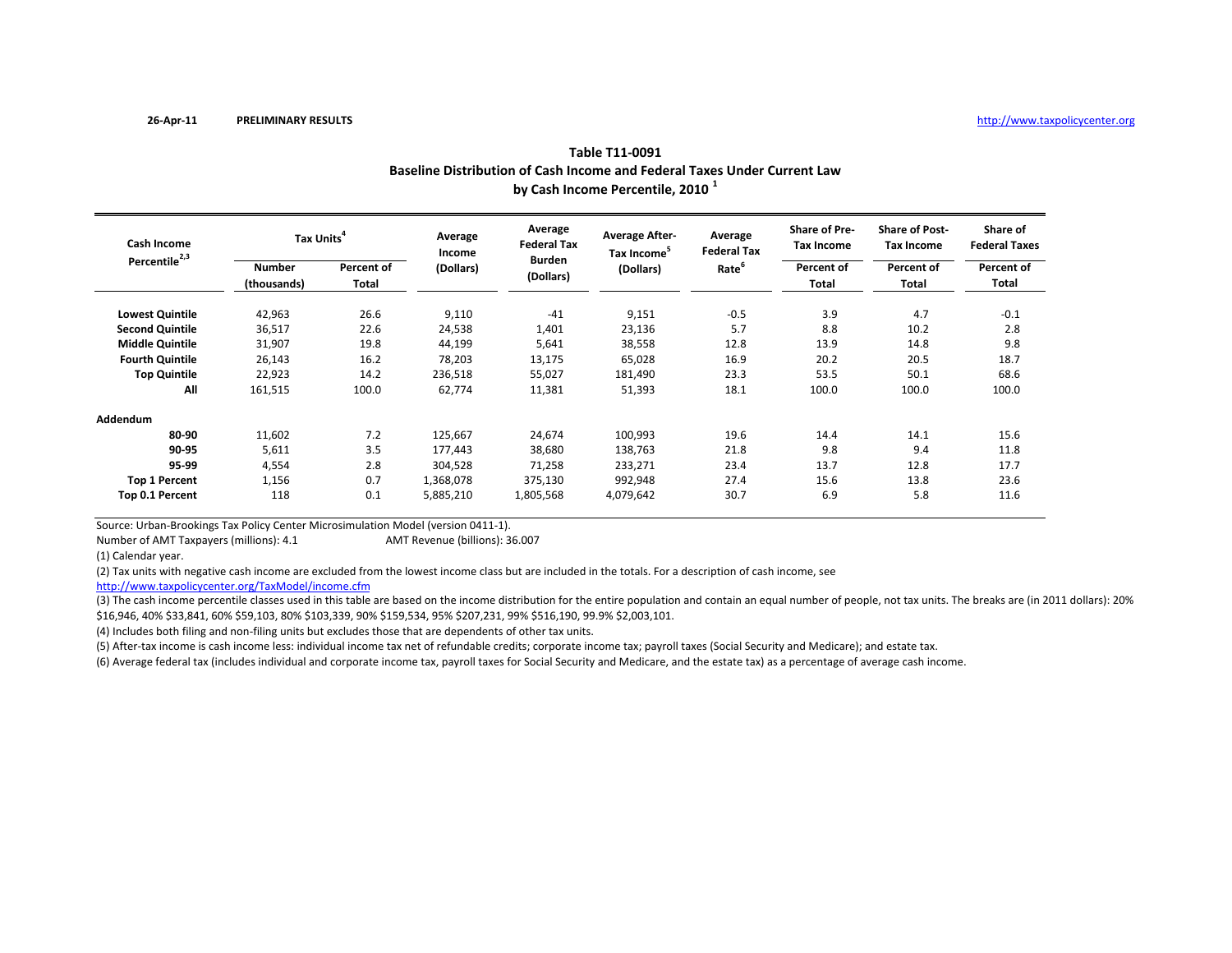26-Apr-11 PRELIMINARY RESULTS http://www.taxpolicycenter.org

## Table T11-0091
## Baseline Distribution of Cash Income and Federal Taxes Under Current Law
## by Cash Income Percentile, 2010 [1]

| Cash Income Percentile[2,3] | Tax Units[4] | | Average Income (Dollars) | Average Federal Tax Burden (Dollars) | Average After-Tax Income[5] (Dollars) | Average Federal Tax Rate[6] | Share of Pre-Tax Income | Share of Post-Tax Income | Share of Federal Taxes |
|---|---|---|---|---|---|---|---|---|---|
| | Number (thousands) | Percent of Total | | | | | Percent of Total | Percent of Total | Percent of Total |
| **Lowest Quintile** | 42,963 | 26.6 | 9,110 | -41 | 9,151 | -0.5 | 3.9 | 4.7 | -0.1 |
| **Second Quintile** | 36,517 | 22.6 | 24,538 | 1,401 | 23,136 | 5.7 | 8.8 | 10.2 | 2.8 |
| **Middle Quintile** | 31,907 | 19.8 | 44,199 | 5,641 | 38,558 | 12.8 | 13.9 | 14.8 | 9.8 |
| **Fourth Quintile** | 26,143 | 16.2 | 78,203 | 13,175 | 65,028 | 16.9 | 20.2 | 20.5 | 18.7 |
| **Top Quintile** | 22,923 | 14.2 | 236,518 | 55,027 | 181,490 | 23.3 | 53.5 | 50.1 | 68.6 |
| **All** | 161,515 | 100.0 | 62,774 | 11,381 | 51,393 | 18.1 | 100.0 | 100.0 | 100.0 |
| **Addendum** | | | | | | | | | |
| **80-90** | 11,602 | 7.2 | 125,667 | 24,674 | 100,993 | 19.6 | 14.4 | 14.1 | 15.6 |
| **90-95** | 5,611 | 3.5 | 177,443 | 38,680 | 138,763 | 21.8 | 9.8 | 9.4 | 11.8 |
| **95-99** | 4,554 | 2.8 | 304,528 | 71,258 | 233,271 | 23.4 | 13.7 | 12.8 | 17.7 |
| **Top 1 Percent** | 1,156 | 0.7 | 1,368,078 | 375,130 | 992,948 | 27.4 | 15.6 | 13.8 | 23.6 |
| **Top 0.1 Percent** | 118 | 0.1 | 5,885,210 | 1,805,568 | 4,079,642 | 30.7 | 6.9 | 5.8 | 11.6 |

Source: Urban-Brookings Tax Policy Center Microsimulation Model (version 0411-1).

Number of AMT Taxpayers (millions): 4.1 AMT Revenue (billions): 36.007

(1) Calendar year.

(2) Tax units with negative cash income are excluded from the lowest income class but are included in the totals. For a description of cash income, see http://www.taxpolicycenter.org/TaxModel/income.cfm

(3) The cash income percentile classes used in this table are based on the income distribution for the entire population and contain an equal number of people, not tax units. The breaks are (in 2011 dollars): 20% $16,946, 40% $33,841, 60% $59,103, 80% $103,339, 90% $159,534, 95% $207,231, 99% $516,190, 99.9% $2,003,101.

(4) Includes both filing and non-filing units but excludes those that are dependents of other tax units.

(5) After-tax income is cash income less: individual income tax net of refundable credits; corporate income tax; payroll taxes (Social Security and Medicare); and estate tax.

(6) Average federal tax (includes individual and corporate income tax, payroll taxes for Social Security and Medicare, and the estate tax) as a percentage of average cash income.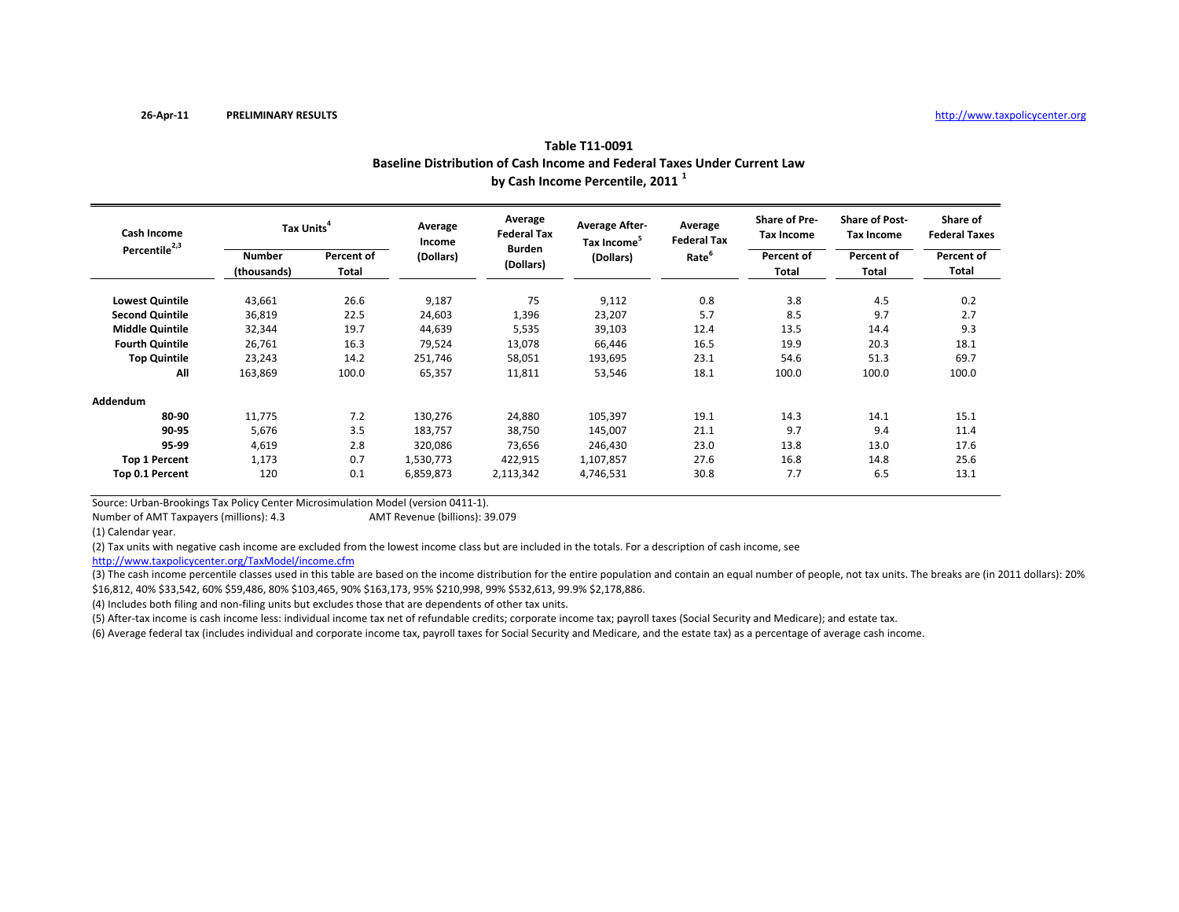26-Apr-11 **PRELIMINARY RESULTS** http://www.taxpolicycenter.org

## Table T11-0091
## Baseline Distribution of Cash Income and Federal Taxes Under Current Law
## by Cash Income Percentile, 2011 [1]

| Cash Income Percentile[2,3] | Tax Units[4] | | Average Income (Dollars) | Average Federal Tax Burden (Dollars) | Average After-Tax Income[5] (Dollars) | Average Federal Tax Rate[6] | Share of Pre-Tax Income | Share of Post-Tax Income | Share of Federal Taxes |
|---|---|---|---|---|---|---|---|---|---|
| | Number (thousands) | Percent of Total | | | | | Percent of Total | Percent of Total | Percent of Total |
| **Lowest Quintile** | 43,661 | 26.6 | 9,187 | 75 | 9,112 | 0.8 | 3.8 | 4.5 | 0.2 |
| **Second Quintile** | 36,819 | 22.5 | 24,603 | 1,396 | 23,207 | 5.7 | 8.5 | 9.7 | 2.7 |
| **Middle Quintile** | 32,344 | 19.7 | 44,639 | 5,535 | 39,103 | 12.4 | 13.5 | 14.4 | 9.3 |
| **Fourth Quintile** | 26,761 | 16.3 | 79,524 | 13,078 | 66,446 | 16.5 | 19.9 | 20.3 | 18.1 |
| **Top Quintile** | 23,243 | 14.2 | 251,746 | 58,051 | 193,695 | 23.1 | 54.6 | 51.3 | 69.7 |
| **All** | 163,869 | 100.0 | 65,357 | 11,811 | 53,546 | 18.1 | 100.0 | 100.0 | 100.0 |
| **Addendum** | | | | | | | | | |
| **80-90** | 11,775 | 7.2 | 130,276 | 24,880 | 105,397 | 19.1 | 14.3 | 14.1 | 15.1 |
| **90-95** | 5,676 | 3.5 | 183,757 | 38,750 | 145,007 | 21.1 | 9.7 | 9.4 | 11.4 |
| **95-99** | 4,619 | 2.8 | 320,086 | 73,656 | 246,430 | 23.0 | 13.8 | 13.0 | 17.6 |
| **Top 1 Percent** | 1,173 | 0.7 | 1,530,773 | 422,915 | 1,107,857 | 27.6 | 16.8 | 14.8 | 25.6 |
| **Top 0.1 Percent** | 120 | 0.1 | 6,859,873 | 2,113,342 | 4,746,531 | 30.8 | 7.7 | 6.5 | 13.1 |

Source: Urban-Brookings Tax Policy Center Microsimulation Model (version 0411-1).

Number of AMT Taxpayers (millions): 4.3 AMT Revenue (billions): 39.079

(1) Calendar year.

(2) Tax units with negative cash income are excluded from the lowest income class but are included in the totals. For a description of cash income, see http://www.taxpolicycenter.org/TaxModel/income.cfm

(3) The cash income percentile classes used in this table are based on the income distribution for the entire population and contain an equal number of people, not tax units. The breaks are (in 2011 dollars): 20% $16,812, 40% $33,542, 60% $59,486, 80% $103,465, 90% $163,173, 95% $210,998, 99% $532,613, 99.9% $2,178,886.

(4) Includes both filing and non-filing units but excludes those that are dependents of other tax units.

(5) After-tax income is cash income less: individual income tax net of refundable credits; corporate income tax; payroll taxes (Social Security and Medicare); and estate tax.

(6) Average federal tax (includes individual and corporate income tax, payroll taxes for Social Security and Medicare, and the estate tax) as a percentage of average cash income.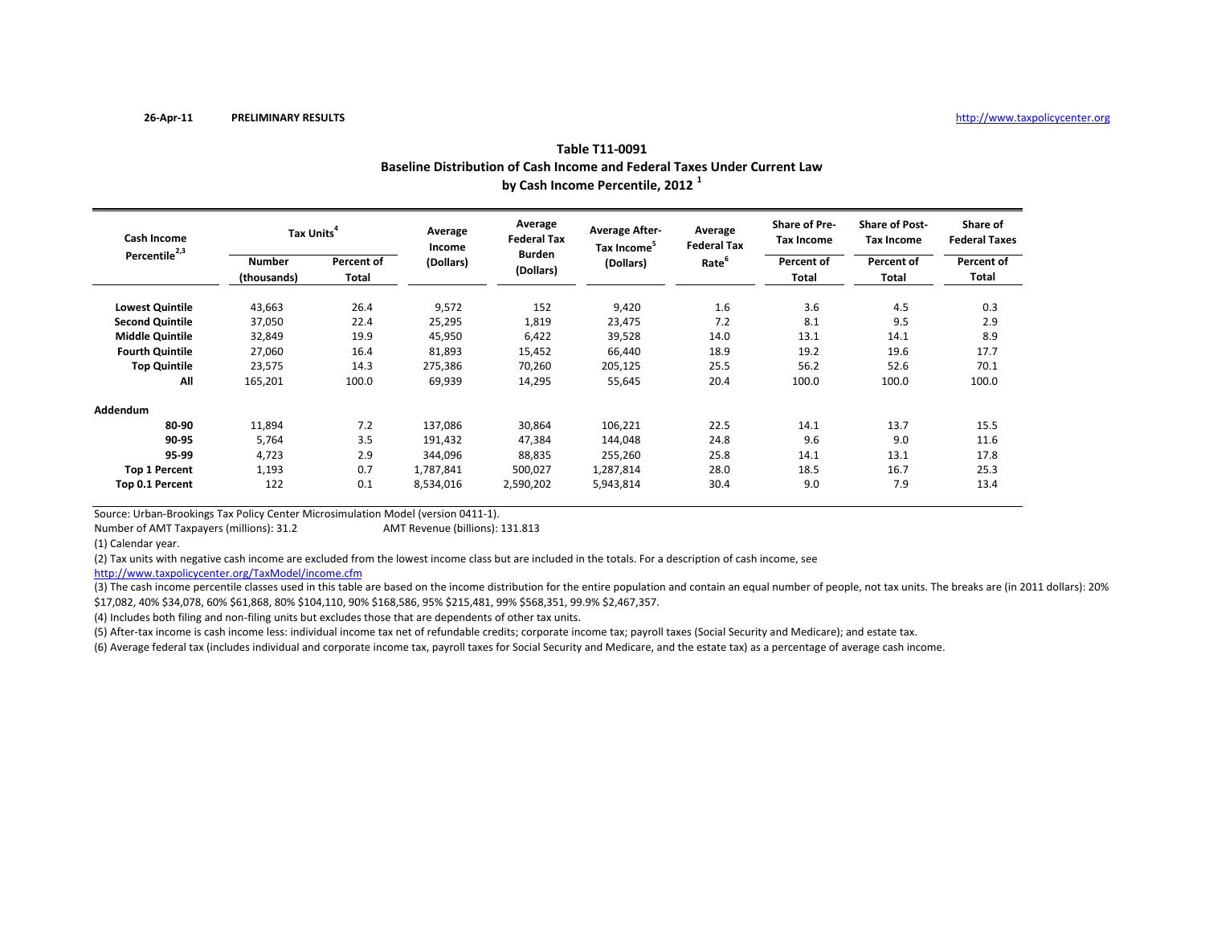26-Apr-11 **PRELIMINARY RESULTS** http://www.taxpolicycenter.org

## Table T11-0091
## Baseline Distribution of Cash Income and Federal Taxes Under Current Law
## by Cash Income Percentile, 2012 [1]

| Cash Income Percentile[2,3] | Tax Units[4] | | Average Income (Dollars) | Average Federal Tax Burden (Dollars) | Average After-Tax Income[5] (Dollars) | Average Federal Tax Rate[6] | Share of Pre-Tax Income | Share of Post-Tax Income | Share of Federal Taxes |
|---|---|---|---|---|---|---|---|---|---|
| | Number (thousands) | Percent of Total | | | | | Percent of Total | Percent of Total | Percent of Total |
| **Lowest Quintile** | 43,663 | 26.4 | 9,572 | 152 | 9,420 | 1.6 | 3.6 | 4.5 | 0.3 |
| **Second Quintile** | 37,050 | 22.4 | 25,295 | 1,819 | 23,475 | 7.2 | 8.1 | 9.5 | 2.9 |
| **Middle Quintile** | 32,849 | 19.9 | 45,950 | 6,422 | 39,528 | 14.0 | 13.1 | 14.1 | 8.9 |
| **Fourth Quintile** | 27,060 | 16.4 | 81,893 | 15,452 | 66,440 | 18.9 | 19.2 | 19.6 | 17.7 |
| **Top Quintile** | 23,575 | 14.3 | 275,386 | 70,260 | 205,125 | 25.5 | 56.2 | 52.6 | 70.1 |
| **All** | 165,201 | 100.0 | 69,939 | 14,295 | 55,645 | 20.4 | 100.0 | 100.0 | 100.0 |
| **Addendum** | | | | | | | | | |
| **80-90** | 11,894 | 7.2 | 137,086 | 30,864 | 106,221 | 22.5 | 14.1 | 13.7 | 15.5 |
| **90-95** | 5,764 | 3.5 | 191,432 | 47,384 | 144,048 | 24.8 | 9.6 | 9.0 | 11.6 |
| **95-99** | 4,723 | 2.9 | 344,096 | 88,835 | 255,260 | 25.8 | 14.1 | 13.1 | 17.8 |
| **Top 1 Percent** | 1,193 | 0.7 | 1,787,841 | 500,027 | 1,287,814 | 28.0 | 18.5 | 16.7 | 25.3 |
| **Top 0.1 Percent** | 122 | 0.1 | 8,534,016 | 2,590,202 | 5,943,814 | 30.4 | 9.0 | 7.9 | 13.4 |

Source: Urban-Brookings Tax Policy Center Microsimulation Model (version 0411-1).

Number of AMT Taxpayers (millions): 31.2 AMT Revenue (billions): 131.813

(1) Calendar year.

(2) Tax units with negative cash income are excluded from the lowest income class but are included in the totals. For a description of cash income, see http://www.taxpolicycenter.org/TaxModel/income.cfm

(3) The cash income percentile classes used in this table are based on the income distribution for the entire population and contain an equal number of people, not tax units. The breaks are (in 2011 dollars): 20% $17,082, 40% $34,078, 60% $61,868, 80% $104,110, 90% $168,586, 95% $215,481, 99% $568,351, 99.9% $2,467,357.

(4) Includes both filing and non-filing units but excludes those that are dependents of other tax units.

(5) After-tax income is cash income less: individual income tax net of refundable credits; corporate income tax; payroll taxes (Social Security and Medicare); and estate tax.

(6) Average federal tax (includes individual and corporate income tax, payroll taxes for Social Security and Medicare, and the estate tax) as a percentage of average cash income.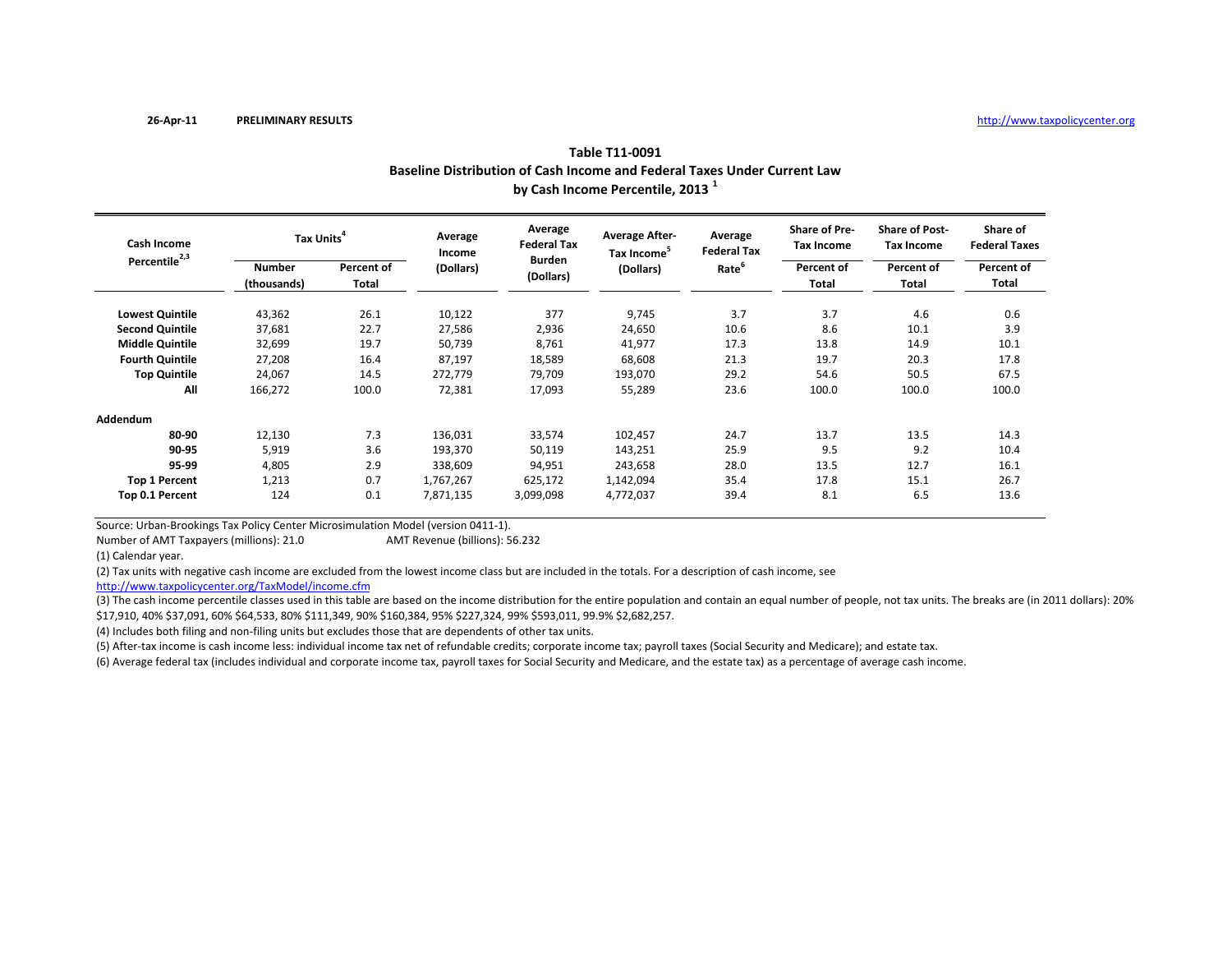26-Apr-11 PRELIMINARY RESULTS http://www.taxpolicycenter.org

## Table T11-0091
## Baseline Distribution of Cash Income and Federal Taxes Under Current Law by Cash Income Percentile, 2013 [1]

| Cash Income Percentile[2,3] | Tax Units[4] | | Average Income (Dollars) | Average Federal Tax Burden (Dollars) | Average After-Tax Income[5] (Dollars) | Average Federal Tax Rate[6] | Share of Pre-Tax Income | Share of Post-Tax Income | Share of Federal Taxes |
|---|---|---|---|---|---|---|---|---|---|
| | Number (thousands) | Percent of Total | | | | | Percent of Total | Percent of Total | Percent of Total |
| **Lowest Quintile** | 43,362 | 26.1 | 10,122 | 377 | 9,745 | 3.7 | 3.7 | 4.6 | 0.6 |
| **Second Quintile** | 37,681 | 22.7 | 27,586 | 2,936 | 24,650 | 10.6 | 8.6 | 10.1 | 3.9 |
| **Middle Quintile** | 32,699 | 19.7 | 50,739 | 8,761 | 41,977 | 17.3 | 13.8 | 14.9 | 10.1 |
| **Fourth Quintile** | 27,208 | 16.4 | 87,197 | 18,589 | 68,608 | 21.3 | 19.7 | 20.3 | 17.8 |
| **Top Quintile** | 24,067 | 14.5 | 272,779 | 79,709 | 193,070 | 29.2 | 54.6 | 50.5 | 67.5 |
| **All** | 166,272 | 100.0 | 72,381 | 17,093 | 55,289 | 23.6 | 100.0 | 100.0 | 100.0 |
| **Addendum** | | | | | | | | | |
| **80-90** | 12,130 | 7.3 | 136,031 | 33,574 | 102,457 | 24.7 | 13.7 | 13.5 | 14.3 |
| **90-95** | 5,919 | 3.6 | 193,370 | 50,119 | 143,251 | 25.9 | 9.5 | 9.2 | 10.4 |
| **95-99** | 4,805 | 2.9 | 338,609 | 94,951 | 243,658 | 28.0 | 13.5 | 12.7 | 16.1 |
| **Top 1 Percent** | 1,213 | 0.7 | 1,767,267 | 625,172 | 1,142,094 | 35.4 | 17.8 | 15.1 | 26.7 |
| **Top 0.1 Percent** | 124 | 0.1 | 7,871,135 | 3,099,098 | 4,772,037 | 39.4 | 8.1 | 6.5 | 13.6 |

Source: Urban-Brookings Tax Policy Center Microsimulation Model (version 0411-1).

Number of AMT Taxpayers (millions): 21.0 AMT Revenue (billions): 56.232

(1) Calendar year.

(2) Tax units with negative cash income are excluded from the lowest income class but are included in the totals. For a description of cash income, see http://www.taxpolicycenter.org/TaxModel/income.cfm

(3) The cash income percentile classes used in this table are based on the income distribution for the entire population and contain an equal number of people, not tax units. The breaks are (in 2011 dollars): 20% $17,910, 40% $37,091, 60% $64,533, 80% $111,349, 90% $160,384, 95% $227,324, 99% $593,011, 99.9% $2,682,257.

(4) Includes both filing and non-filing units but excludes those that are dependents of other tax units.

(5) After-tax income is cash income less: individual income tax net of refundable credits; corporate income tax; payroll taxes (Social Security and Medicare); and estate tax.

(6) Average federal tax (includes individual and corporate income tax, payroll taxes for Social Security and Medicare, and the estate tax) as a percentage of average cash income.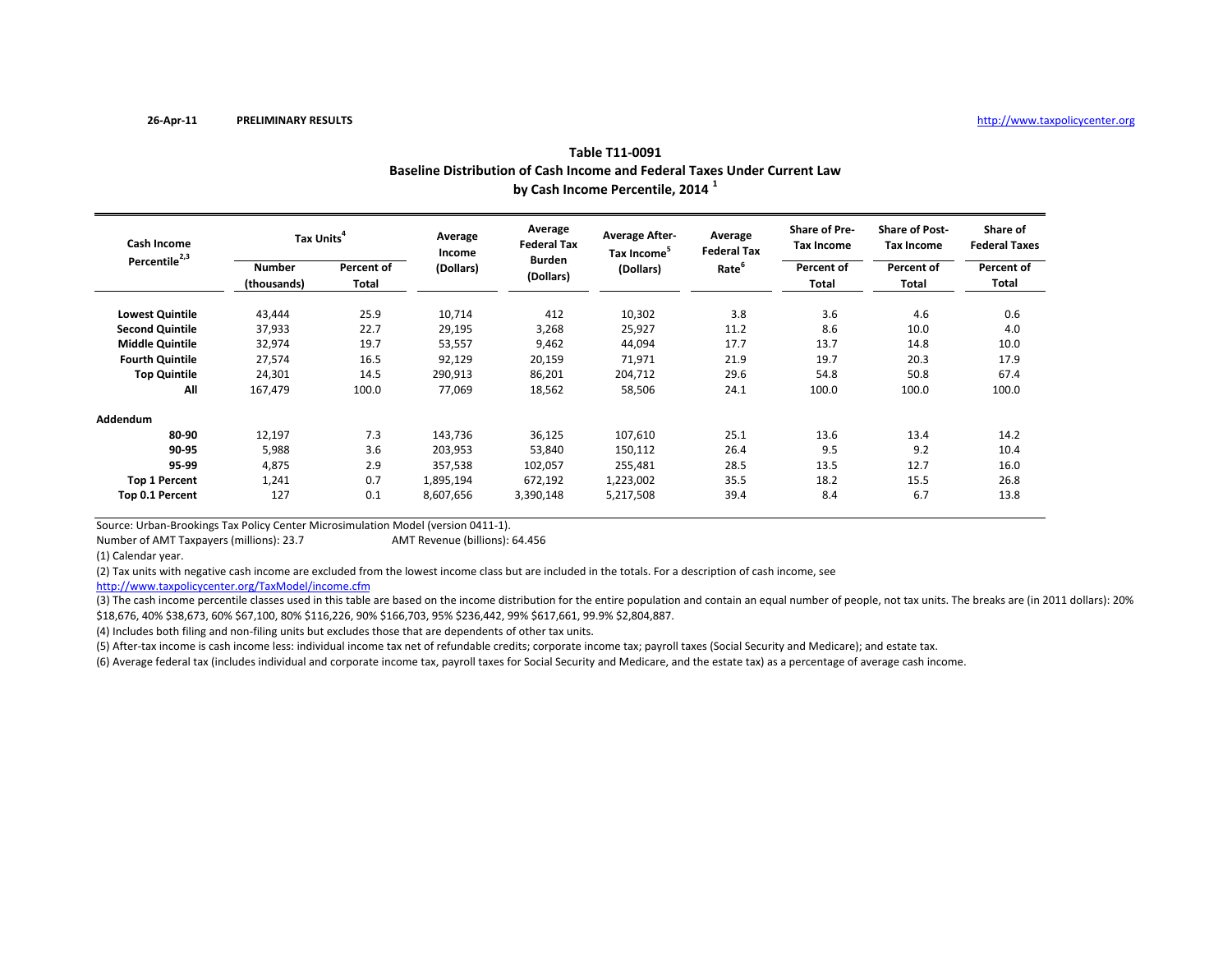26-Apr-11 **PRELIMINARY RESULTS** http://www.taxpolicycenter.org

## Table T11-0091
## Baseline Distribution of Cash Income and Federal Taxes Under Current Law by Cash Income Percentile, 2014 [1]

| Cash Income Percentile[2,3] | Tax Units[4] | | Average Income (Dollars) | Average Federal Tax Burden (Dollars) | Average After-Tax Income[5] (Dollars) | Average Federal Tax Rate[6] | Share of Pre-Tax Income | Share of Post-Tax Income | Share of Federal Taxes |
|---|---|---|---|---|---|---|---|---|---|
| | Number (thousands) | Percent of Total | | | | | Percent of Total | Percent of Total | Percent of Total |
| **Lowest Quintile** | 43,444 | 25.9 | 10,714 | 412 | 10,302 | 3.8 | 3.6 | 4.6 | 0.6 |
| **Second Quintile** | 37,933 | 22.7 | 29,195 | 3,268 | 25,927 | 11.2 | 8.6 | 10.0 | 4.0 |
| **Middle Quintile** | 32,974 | 19.7 | 53,557 | 9,462 | 44,094 | 17.7 | 13.7 | 14.8 | 10.0 |
| **Fourth Quintile** | 27,574 | 16.5 | 92,129 | 20,159 | 71,971 | 21.9 | 19.7 | 20.3 | 17.9 |
| **Top Quintile** | 24,301 | 14.5 | 290,913 | 86,201 | 204,712 | 29.6 | 54.8 | 50.8 | 67.4 |
| **All** | 167,479 | 100.0 | 77,069 | 18,562 | 58,506 | 24.1 | 100.0 | 100.0 | 100.0 |
| **Addendum** | | | | | | | | | |
| **80-90** | 12,197 | 7.3 | 143,736 | 36,125 | 107,610 | 25.1 | 13.6 | 13.4 | 14.2 |
| **90-95** | 5,988 | 3.6 | 203,953 | 53,840 | 150,112 | 26.4 | 9.5 | 9.2 | 10.4 |
| **95-99** | 4,875 | 2.9 | 357,538 | 102,057 | 255,481 | 28.5 | 13.5 | 12.7 | 16.0 |
| **Top 1 Percent** | 1,241 | 0.7 | 1,895,194 | 672,192 | 1,223,002 | 35.5 | 18.2 | 15.5 | 26.8 |
| **Top 0.1 Percent** | 127 | 0.1 | 8,607,656 | 3,390,148 | 5,217,508 | 39.4 | 8.4 | 6.7 | 13.8 |

Source: Urban-Brookings Tax Policy Center Microsimulation Model (version 0411-1).

Number of AMT Taxpayers (millions): 23.7 AMT Revenue (billions): 64.456

(1) Calendar year.

(2) Tax units with negative cash income are excluded from the lowest income class but are included in the totals. For a description of cash income, see http://www.taxpolicycenter.org/TaxModel/income.cfm

(3) The cash income percentile classes used in this table are based on the income distribution for the entire population and contain an equal number of people, not tax units. The breaks are (in 2011 dollars): 20% $18,676, 40% $38,673, 60% $67,100, 80% $116,226, 90% $166,703, 95% $236,442, 99% $617,661, 99.9% $2,804,887.

(4) Includes both filing and non-filing units but excludes those that are dependents of other tax units.

(5) After-tax income is cash income less: individual income tax net of refundable credits; corporate income tax; payroll taxes (Social Security and Medicare); and estate tax.

(6) Average federal tax (includes individual and corporate income tax, payroll taxes for Social Security and Medicare, and the estate tax) as a percentage of average cash income.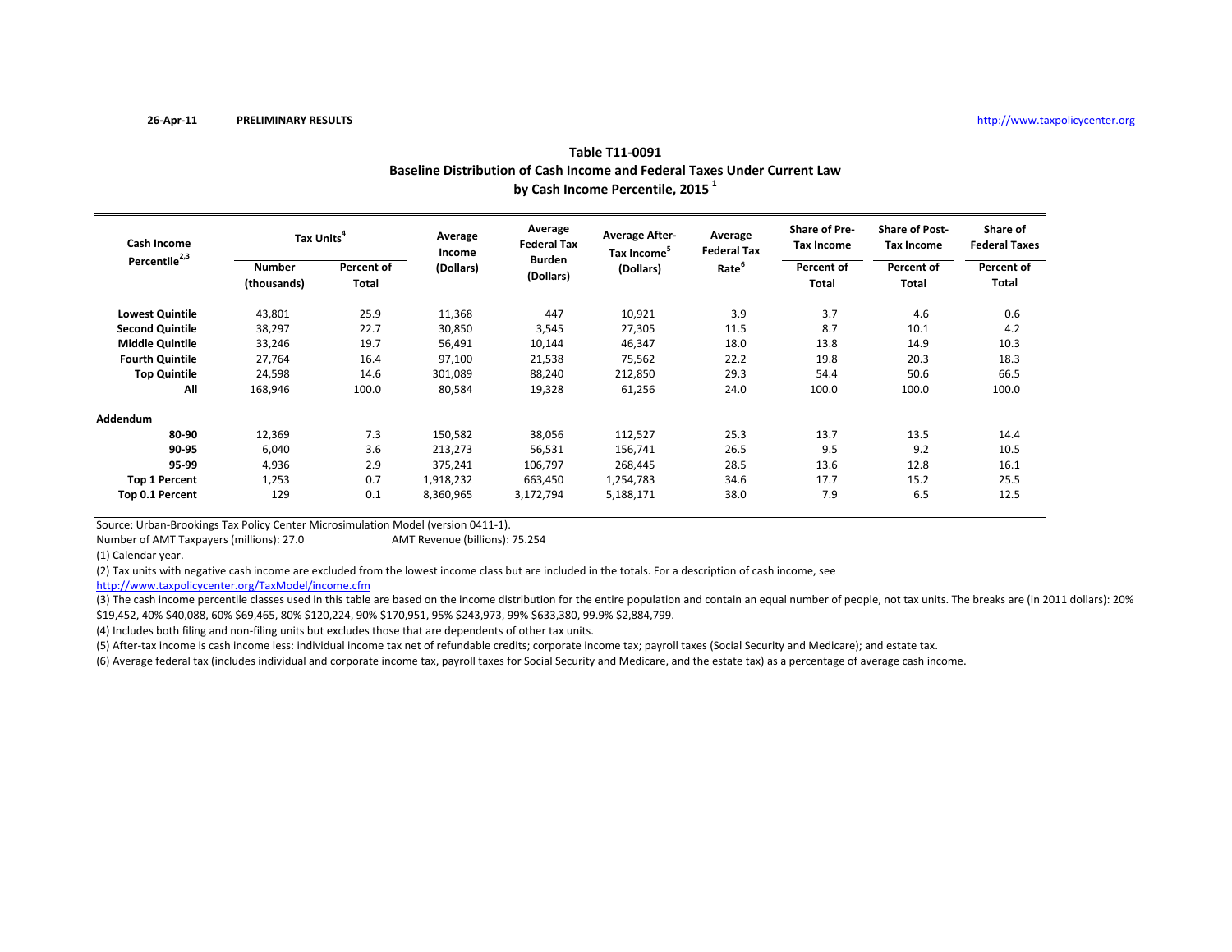26-Apr-11 **PRELIMINARY RESULTS** http://www.taxpolicycenter.org

**Table T11-0091**
**Baseline Distribution of Cash Income and Federal Taxes Under Current Law**
**by Cash Income Percentile, 2015 [1]**

| Cash Income Percentile[2,3] | Tax Units[4] | | Average Income (Dollars) | Average Federal Tax Burden (Dollars) | Average After-Tax Income[5] (Dollars) | Average Federal Tax Rate[6] | Share of Pre-Tax Income | Share of Post-Tax Income | Share of Federal Taxes |
|---|---|---|---|---|---|---|---|---|---|
| | Number (thousands) | Percent of Total | | | | | Percent of Total | Percent of Total | Percent of Total |
| **Lowest Quintile** | 43,801 | 25.9 | 11,368 | 447 | 10,921 | 3.9 | 3.7 | 4.6 | 0.6 |
| **Second Quintile** | 38,297 | 22.7 | 30,850 | 3,545 | 27,305 | 11.5 | 8.7 | 10.1 | 4.2 |
| **Middle Quintile** | 33,246 | 19.7 | 56,491 | 10,144 | 46,347 | 18.0 | 13.8 | 14.9 | 10.3 |
| **Fourth Quintile** | 27,764 | 16.4 | 97,100 | 21,538 | 75,562 | 22.2 | 19.8 | 20.3 | 18.3 |
| **Top Quintile** | 24,598 | 14.6 | 301,089 | 88,240 | 212,850 | 29.3 | 54.4 | 50.6 | 66.5 |
| **All** | 168,946 | 100.0 | 80,584 | 19,328 | 61,256 | 24.0 | 100.0 | 100.0 | 100.0 |
| **Addendum** | | | | | | | | | |
| **80-90** | 12,369 | 7.3 | 150,582 | 38,056 | 112,527 | 25.3 | 13.7 | 13.5 | 14.4 |
| **90-95** | 6,040 | 3.6 | 213,273 | 56,531 | 156,741 | 26.5 | 9.5 | 9.2 | 10.5 |
| **95-99** | 4,936 | 2.9 | 375,241 | 106,797 | 268,445 | 28.5 | 13.6 | 12.8 | 16.1 |
| **Top 1 Percent** | 1,253 | 0.7 | 1,918,232 | 663,450 | 1,254,783 | 34.6 | 17.7 | 15.2 | 25.5 |
| **Top 0.1 Percent** | 129 | 0.1 | 8,360,965 | 3,172,794 | 5,188,171 | 38.0 | 7.9 | 6.5 | 12.5 |

Source: Urban-Brookings Tax Policy Center Microsimulation Model (version 0411-1).

Number of AMT Taxpayers (millions): 27.0 AMT Revenue (billions): 75.254

(1) Calendar year.

(2) Tax units with negative cash income are excluded from the lowest income class but are included in the totals. For a description of cash income, see http://www.taxpolicycenter.org/TaxModel/income.cfm

(3) The cash income percentile classes used in this table are based on the income distribution for the entire population and contain an equal number of people, not tax units. The breaks are (in 2011 dollars): 20% $19,452, 40% $40,088, 60% $69,465, 80% $120,224, 90% $170,951, 95% $243,973, 99% $633,380, 99.9% $2,884,799.

(4) Includes both filing and non-filing units but excludes those that are dependents of other tax units.

(5) After-tax income is cash income less: individual income tax net of refundable credits; corporate income tax; payroll taxes (Social Security and Medicare); and estate tax.

(6) Average federal tax (includes individual and corporate income tax, payroll taxes for Social Security and Medicare, and the estate tax) as a percentage of average cash income.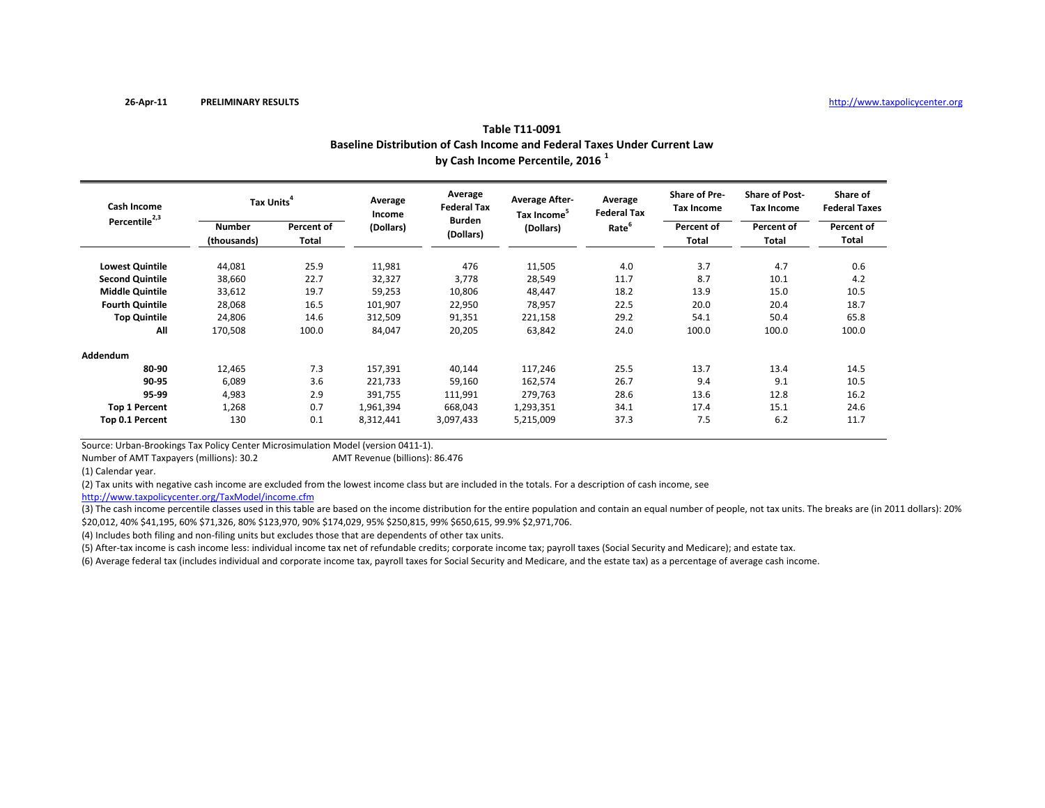26-Apr-11 PRELIMINARY RESULTS http://www.taxpolicycenter.org

## Table T11-0091
## Baseline Distribution of Cash Income and Federal Taxes Under Current Law by Cash Income Percentile, 2016 [1]

| Cash Income Percentile[2,3] | Tax Units[4] | | Average Income (Dollars) | Average Federal Tax Burden (Dollars) | Average After-Tax Income[5] (Dollars) | Average Federal Tax Rate[6] | Share of Pre-Tax Income | Share of Post-Tax Income | Share of Federal Taxes |
|---|---|---|---|---|---|---|---|---|---|
| | Number (thousands) | Percent of Total | | | | | Percent of Total | Percent of Total | Percent of Total |
| **Lowest Quintile** | 44,081 | 25.9 | 11,981 | 476 | 11,505 | 4.0 | 3.7 | 4.7 | 0.6 |
| **Second Quintile** | 38,660 | 22.7 | 32,327 | 3,778 | 28,549 | 11.7 | 8.7 | 10.1 | 4.2 |
| **Middle Quintile** | 33,612 | 19.7 | 59,253 | 10,806 | 48,447 | 18.2 | 13.9 | 15.0 | 10.5 |
| **Fourth Quintile** | 28,068 | 16.5 | 101,907 | 22,950 | 78,957 | 22.5 | 20.0 | 20.4 | 18.7 |
| **Top Quintile** | 24,806 | 14.6 | 312,509 | 91,351 | 221,158 | 29.2 | 54.1 | 50.4 | 65.8 |
| **All** | 170,508 | 100.0 | 84,047 | 20,205 | 63,842 | 24.0 | 100.0 | 100.0 | 100.0 |
| **Addendum** | | | | | | | | | |
| **80-90** | 12,465 | 7.3 | 157,391 | 40,144 | 117,246 | 25.5 | 13.7 | 13.4 | 14.5 |
| **90-95** | 6,089 | 3.6 | 221,733 | 59,160 | 162,574 | 26.7 | 9.4 | 9.1 | 10.5 |
| **95-99** | 4,983 | 2.9 | 391,755 | 111,991 | 279,763 | 28.6 | 13.6 | 12.8 | 16.2 |
| **Top 1 Percent** | 1,268 | 0.7 | 1,961,394 | 668,043 | 1,293,351 | 34.1 | 17.4 | 15.1 | 24.6 |
| **Top 0.1 Percent** | 130 | 0.1 | 8,312,441 | 3,097,433 | 5,215,009 | 37.3 | 7.5 | 6.2 | 11.7 |

Source: Urban-Brookings Tax Policy Center Microsimulation Model (version 0411-1).

Number of AMT Taxpayers (millions): 30.2 AMT Revenue (billions): 86.476

(1) Calendar year.

(2) Tax units with negative cash income are excluded from the lowest income class but are included in the totals. For a description of cash income, see http://www.taxpolicycenter.org/TaxModel/income.cfm

(3) The cash income percentile classes used in this table are based on the income distribution for the entire population and contain an equal number of people, not tax units. The breaks are (in 2011 dollars): 20% $20,012, 40% $41,195, 60% $71,326, 80% $123,970, 90% $174,029, 95% $250,815, 99% $650,615, 99.9% $2,971,706.

(4) Includes both filing and non-filing units but excludes those that are dependents of other tax units.

(5) After-tax income is cash income less: individual income tax net of refundable credits; corporate income tax; payroll taxes (Social Security and Medicare); and estate tax.

(6) Average federal tax (includes individual and corporate income tax, payroll taxes for Social Security and Medicare, and the estate tax) as a percentage of average cash income.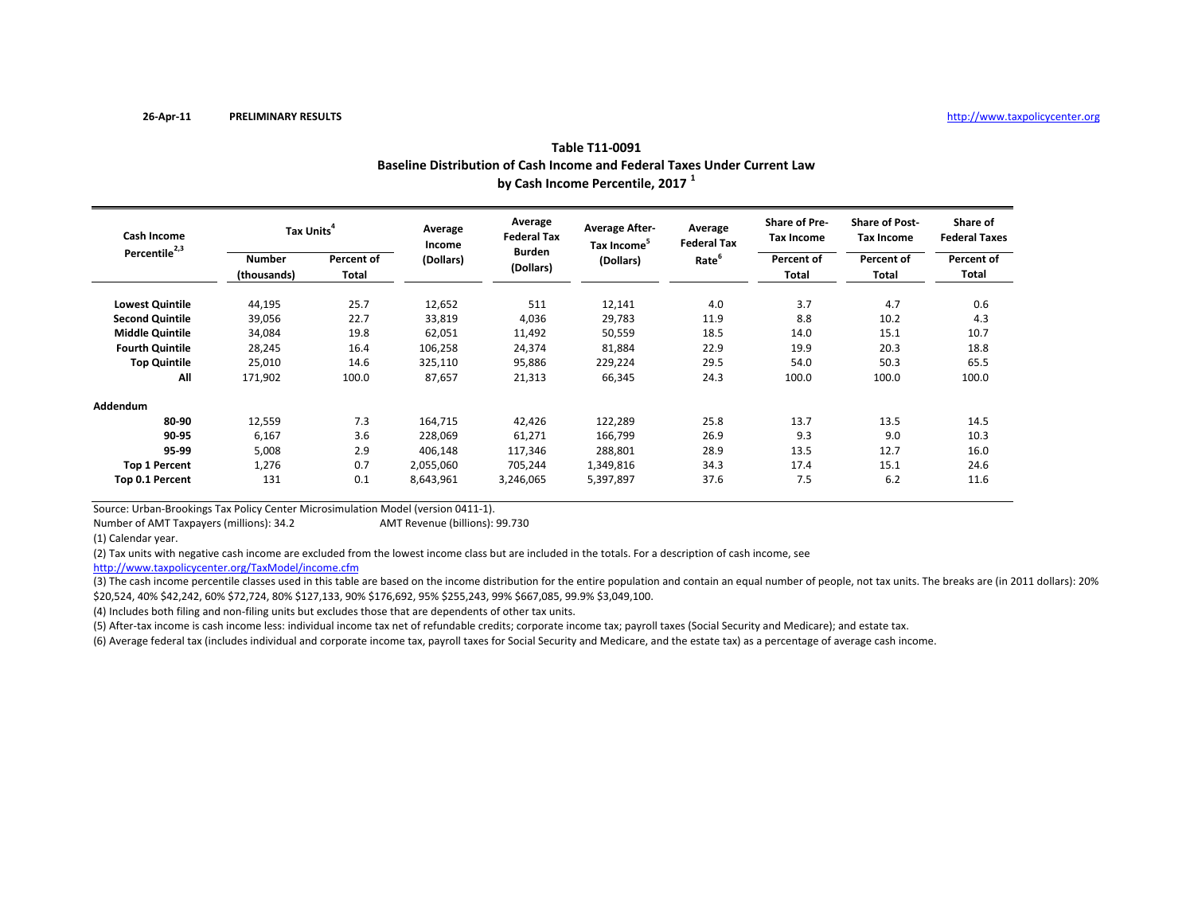26-Apr-11 PRELIMINARY RESULTS http://www.taxpolicycenter.org

## Table T11-0091
## Baseline Distribution of Cash Income and Federal Taxes Under Current Law by Cash Income Percentile, 2017 [1]

| Cash Income Percentile[2,3] | Tax Units[4] | | Average Income (Dollars) | Average Federal Tax Burden (Dollars) | Average After-Tax Income[5] (Dollars) | Average Federal Tax Rate[6] | Share of Pre-Tax Income | Share of Post-Tax Income | Share of Federal Taxes |
|---|---|---|---|---|---|---|---|---|---|
| | Number (thousands) | Percent of Total | | | | | Percent of Total | Percent of Total | Percent of Total |
| **Lowest Quintile** | 44,195 | 25.7 | 12,652 | 511 | 12,141 | 4.0 | 3.7 | 4.7 | 0.6 |
| **Second Quintile** | 39,056 | 22.7 | 33,819 | 4,036 | 29,783 | 11.9 | 8.8 | 10.2 | 4.3 |
| **Middle Quintile** | 34,084 | 19.8 | 62,051 | 11,492 | 50,559 | 18.5 | 14.0 | 15.1 | 10.7 |
| **Fourth Quintile** | 28,245 | 16.4 | 106,258 | 24,374 | 81,884 | 22.9 | 19.9 | 20.3 | 18.8 |
| **Top Quintile** | 25,010 | 14.6 | 325,110 | 95,886 | 229,224 | 29.5 | 54.0 | 50.3 | 65.5 |
| **All** | 171,902 | 100.0 | 87,657 | 21,313 | 66,345 | 24.3 | 100.0 | 100.0 | 100.0 |
| **Addendum** | | | | | | | | | |
| **80-90** | 12,559 | 7.3 | 164,715 | 42,426 | 122,289 | 25.8 | 13.7 | 13.5 | 14.5 |
| **90-95** | 6,167 | 3.6 | 228,069 | 61,271 | 166,799 | 26.9 | 9.3 | 9.0 | 10.3 |
| **95-99** | 5,008 | 2.9 | 406,148 | 117,346 | 288,801 | 28.9 | 13.5 | 12.7 | 16.0 |
| **Top 1 Percent** | 1,276 | 0.7 | 2,055,060 | 705,244 | 1,349,816 | 34.3 | 17.4 | 15.1 | 24.6 |
| **Top 0.1 Percent** | 131 | 0.1 | 8,643,961 | 3,246,065 | 5,397,897 | 37.6 | 7.5 | 6.2 | 11.6 |

Source: Urban-Brookings Tax Policy Center Microsimulation Model (version 0411-1).

Number of AMT Taxpayers (millions): 34.2 AMT Revenue (billions): 99.730

(1) Calendar year.

(2) Tax units with negative cash income are excluded from the lowest income class but are included in the totals. For a description of cash income, see http://www.taxpolicycenter.org/TaxModel/income.cfm

(3) The cash income percentile classes used in this table are based on the income distribution for the entire population and contain an equal number of people, not tax units. The breaks are (in 2011 dollars): 20% $20,524, 40% $42,242, 60% $72,724, 80% $127,133, 90% $176,692, 95% $255,243, 99% $667,085, 99.9% $3,049,100.

(4) Includes both filing and non-filing units but excludes those that are dependents of other tax units.

(5) After-tax income is cash income less: individual income tax net of refundable credits; corporate income tax; payroll taxes (Social Security and Medicare); and estate tax.

(6) Average federal tax (includes individual and corporate income tax, payroll taxes for Social Security and Medicare, and the estate tax) as a percentage of average cash income.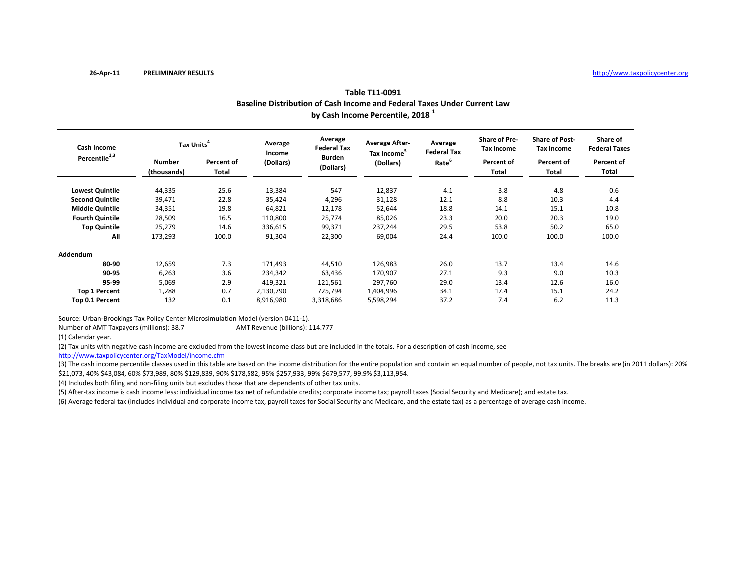26-Apr-11 **PRELIMINARY RESULTS** http://www.taxpolicycenter.org

### Table T11-0091
### Baseline Distribution of Cash Income and Federal Taxes Under Current Law by Cash Income Percentile, 2018 [1]

| Cash Income Percentile[2,3] | Tax Units[4] | | Average Income (Dollars) | Average Federal Tax Burden (Dollars) | Average After-Tax Income[5] (Dollars) | Average Federal Tax Rate[6] | Share of Pre-Tax Income | Share of Post-Tax Income | Share of Federal Taxes |
|---|---|---|---|---|---|---|---|---|---|
| | Number (thousands) | Percent of Total | | | | | Percent of Total | Percent of Total | Percent of Total |
| **Lowest Quintile** | 44,335 | 25.6 | 13,384 | 547 | 12,837 | 4.1 | 3.8 | 4.8 | 0.6 |
| **Second Quintile** | 39,471 | 22.8 | 35,424 | 4,296 | 31,128 | 12.1 | 8.8 | 10.3 | 4.4 |
| **Middle Quintile** | 34,351 | 19.8 | 64,821 | 12,178 | 52,644 | 18.8 | 14.1 | 15.1 | 10.8 |
| **Fourth Quintile** | 28,509 | 16.5 | 110,800 | 25,774 | 85,026 | 23.3 | 20.0 | 20.3 | 19.0 |
| **Top Quintile** | 25,279 | 14.6 | 336,615 | 99,371 | 237,244 | 29.5 | 53.8 | 50.2 | 65.0 |
| **All** | 173,293 | 100.0 | 91,304 | 22,300 | 69,004 | 24.4 | 100.0 | 100.0 | 100.0 |
| **Addendum** | | | | | | | | | |
| **80-90** | 12,659 | 7.3 | 171,493 | 44,510 | 126,983 | 26.0 | 13.7 | 13.4 | 14.6 |
| **90-95** | 6,263 | 3.6 | 234,342 | 63,436 | 170,907 | 27.1 | 9.3 | 9.0 | 10.3 |
| **95-99** | 5,069 | 2.9 | 419,321 | 121,561 | 297,760 | 29.0 | 13.4 | 12.6 | 16.0 |
| **Top 1 Percent** | 1,288 | 0.7 | 2,130,790 | 725,794 | 1,404,996 | 34.1 | 17.4 | 15.1 | 24.2 |
| **Top 0.1 Percent** | 132 | 0.1 | 8,916,980 | 3,318,686 | 5,598,294 | 37.2 | 7.4 | 6.2 | 11.3 |

Source: Urban-Brookings Tax Policy Center Microsimulation Model (version 0411-1).

Number of AMT Taxpayers (millions): 38.7 AMT Revenue (billions): 114.777

(1) Calendar year.

(2) Tax units with negative cash income are excluded from the lowest income class but are included in the totals. For a description of cash income, see http://www.taxpolicycenter.org/TaxModel/income.cfm

(3) The cash income percentile classes used in this table are based on the income distribution for the entire population and contain an equal number of people, not tax units. The breaks are (in 2011 dollars): 20% $21,073, 40% $43,084, 60% $73,989, 80% $129,839, 90% $178,582, 95% $257,933, 99% $679,577, 99.9% $3,113,954.

(4) Includes both filing and non-filing units but excludes those that are dependents of other tax units.

(5) After-tax income is cash income less: individual income tax net of refundable credits; corporate income tax; payroll taxes (Social Security and Medicare); and estate tax.

(6) Average federal tax (includes individual and corporate income tax, payroll taxes for Social Security and Medicare, and the estate tax) as a percentage of average cash income.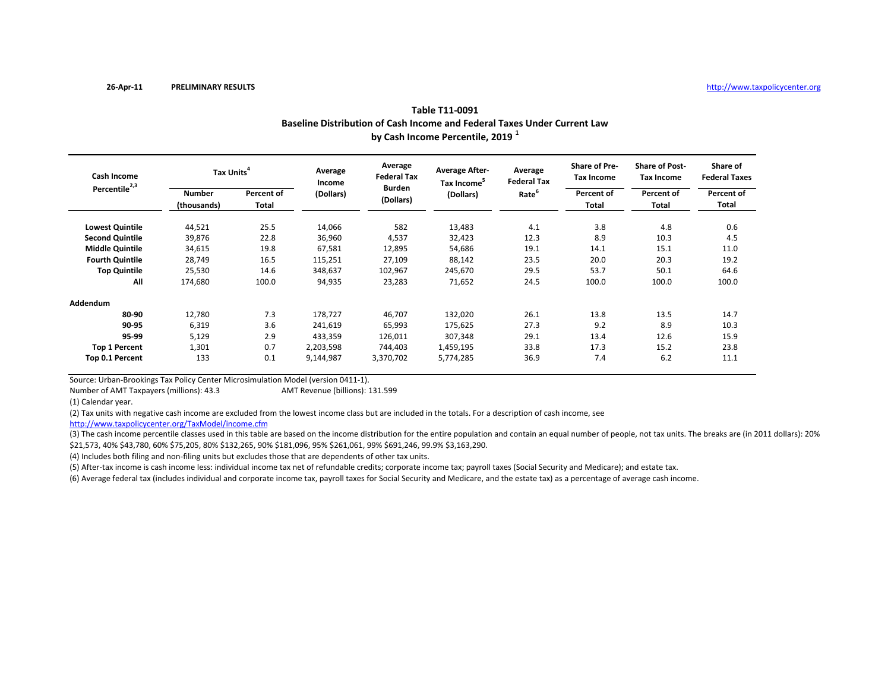26-Apr-11 **PRELIMINARY RESULTS** http://www.taxpolicycenter.org

## Table T11-0091
## Baseline Distribution of Cash Income and Federal Taxes Under Current Law
## by Cash Income Percentile, 2019 [1]

| Cash Income Percentile[2,3] | Tax Units[4] | | Average Income (Dollars) | Average Federal Tax Burden (Dollars) | Average After-Tax Income[5] (Dollars) | Average Federal Tax Rate[6] | Share of Pre-Tax Income | Share of Post-Tax Income | Share of Federal Taxes |
|---|---|---|---|---|---|---|---|---|---|
| | Number (thousands) | Percent of Total | | | | | Percent of Total | Percent of Total | Percent of Total |
| **Lowest Quintile** | 44,521 | 25.5 | 14,066 | 582 | 13,483 | 4.1 | 3.8 | 4.8 | 0.6 |
| **Second Quintile** | 39,876 | 22.8 | 36,960 | 4,537 | 32,423 | 12.3 | 8.9 | 10.3 | 4.5 |
| **Middle Quintile** | 34,615 | 19.8 | 67,581 | 12,895 | 54,686 | 19.1 | 14.1 | 15.1 | 11.0 |
| **Fourth Quintile** | 28,749 | 16.5 | 115,251 | 27,109 | 88,142 | 23.5 | 20.0 | 20.3 | 19.2 |
| **Top Quintile** | 25,530 | 14.6 | 348,637 | 102,967 | 245,670 | 29.5 | 53.7 | 50.1 | 64.6 |
| **All** | 174,680 | 100.0 | 94,935 | 23,283 | 71,652 | 24.5 | 100.0 | 100.0 | 100.0 |
| **Addendum** | | | | | | | | | |
| **80-90** | 12,780 | 7.3 | 178,727 | 46,707 | 132,020 | 26.1 | 13.8 | 13.5 | 14.7 |
| **90-95** | 6,319 | 3.6 | 241,619 | 65,993 | 175,625 | 27.3 | 9.2 | 8.9 | 10.3 |
| **95-99** | 5,129 | 2.9 | 433,359 | 126,011 | 307,348 | 29.1 | 13.4 | 12.6 | 15.9 |
| **Top 1 Percent** | 1,301 | 0.7 | 2,203,598 | 744,403 | 1,459,195 | 33.8 | 17.3 | 15.2 | 23.8 |
| **Top 0.1 Percent** | 133 | 0.1 | 9,144,987 | 3,370,702 | 5,774,285 | 36.9 | 7.4 | 6.2 | 11.1 |

Source: Urban-Brookings Tax Policy Center Microsimulation Model (version 0411-1).

Number of AMT Taxpayers (millions): 43.3 AMT Revenue (billions): 131.599

(1) Calendar year.

(2) Tax units with negative cash income are excluded from the lowest income class but are included in the totals. For a description of cash income, see http://www.taxpolicycenter.org/TaxModel/income.cfm

(3) The cash income percentile classes used in this table are based on the income distribution for the entire population and contain an equal number of people, not tax units. The breaks are (in 2011 dollars): 20% $21,573, 40% $43,780, 60% $75,205, 80% $132,265, 90% $181,096, 95% $261,061, 99% $691,246, 99.9% $3,163,290.

(4) Includes both filing and non-filing units but excludes those that are dependents of other tax units.

(5) After-tax income is cash income less: individual income tax net of refundable credits; corporate income tax; payroll taxes (Social Security and Medicare); and estate tax.

(6) Average federal tax (includes individual and corporate income tax, payroll taxes for Social Security and Medicare, and the estate tax) as a percentage of average cash income.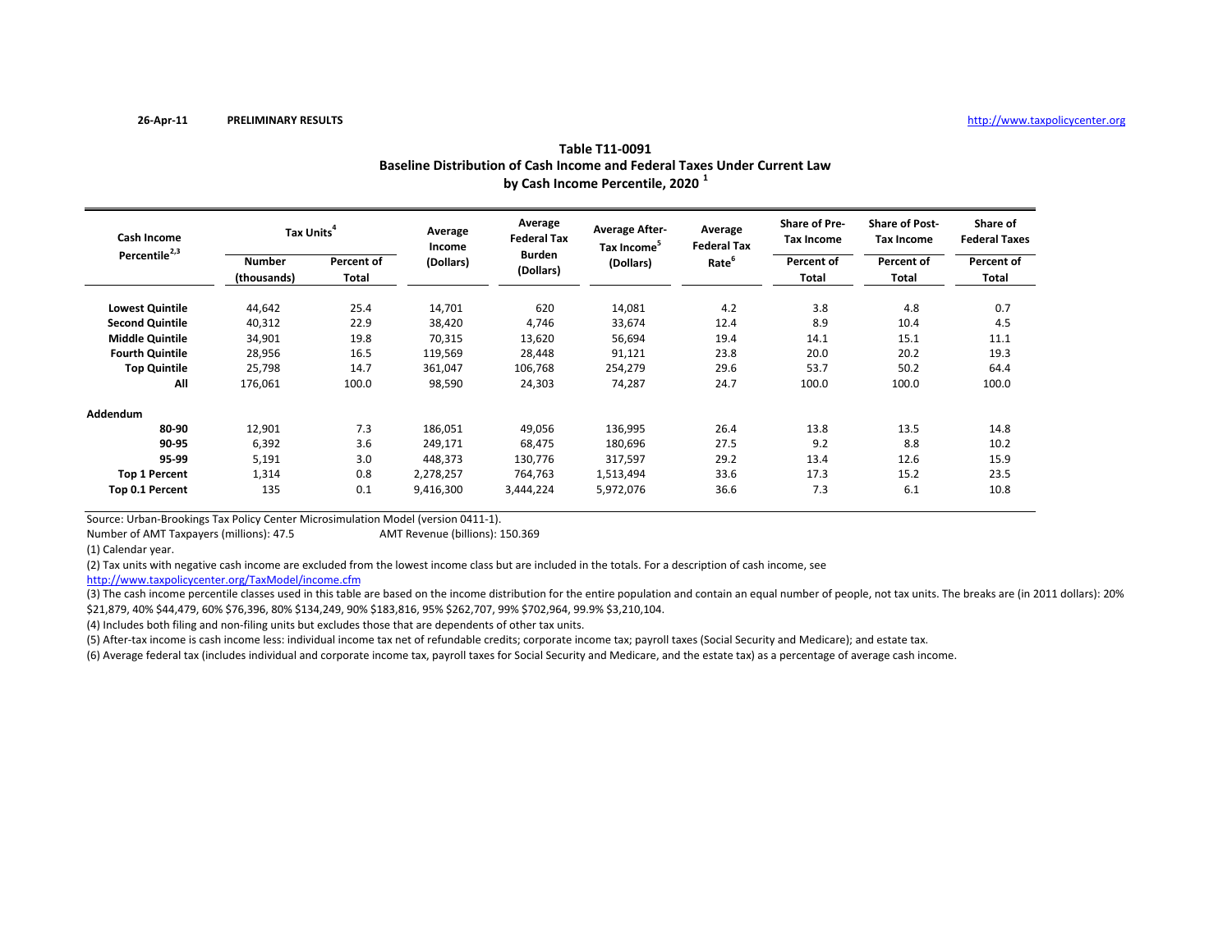26-Apr-11 PRELIMINARY RESULTS http://www.taxpolicycenter.org

## Table T11-0091
## Baseline Distribution of Cash Income and Federal Taxes Under Current Law by Cash Income Percentile, 2020 [1]

| Cash Income Percentile[2,3] | Tax Units[4] | | Average Income (Dollars) | Average Federal Tax Burden (Dollars) | Average After-Tax Income[5] (Dollars) | Average Federal Tax Rate[6] | Share of Pre-Tax Income | Share of Post-Tax Income | Share of Federal Taxes |
|---|---|---|---|---|---|---|---|---|---|
| | Number (thousands) | Percent of Total | | | | | Percent of Total | Percent of Total | Percent of Total |
| **Lowest Quintile** | 44,642 | 25.4 | 14,701 | 620 | 14,081 | 4.2 | 3.8 | 4.8 | 0.7 |
| **Second Quintile** | 40,312 | 22.9 | 38,420 | 4,746 | 33,674 | 12.4 | 8.9 | 10.4 | 4.5 |
| **Middle Quintile** | 34,901 | 19.8 | 70,315 | 13,620 | 56,694 | 19.4 | 14.1 | 15.1 | 11.1 |
| **Fourth Quintile** | 28,956 | 16.5 | 119,569 | 28,448 | 91,121 | 23.8 | 20.0 | 20.2 | 19.3 |
| **Top Quintile** | 25,798 | 14.7 | 361,047 | 106,768 | 254,279 | 29.6 | 53.7 | 50.2 | 64.4 |
| **All** | 176,061 | 100.0 | 98,590 | 24,303 | 74,287 | 24.7 | 100.0 | 100.0 | 100.0 |
| **Addendum** | | | | | | | | | |
| **80-90** | 12,901 | 7.3 | 186,051 | 49,056 | 136,995 | 26.4 | 13.8 | 13.5 | 14.8 |
| **90-95** | 6,392 | 3.6 | 249,171 | 68,475 | 180,696 | 27.5 | 9.2 | 8.8 | 10.2 |
| **95-99** | 5,191 | 3.0 | 448,373 | 130,776 | 317,597 | 29.2 | 13.4 | 12.6 | 15.9 |
| **Top 1 Percent** | 1,314 | 0.8 | 2,278,257 | 764,763 | 1,513,494 | 33.6 | 17.3 | 15.2 | 23.5 |
| **Top 0.1 Percent** | 135 | 0.1 | 9,416,300 | 3,444,224 | 5,972,076 | 36.6 | 7.3 | 6.1 | 10.8 |

Source: Urban-Brookings Tax Policy Center Microsimulation Model (version 0411-1).

Number of AMT Taxpayers (millions): 47.5 AMT Revenue (billions): 150.369

(1) Calendar year.

(2) Tax units with negative cash income are excluded from the lowest income class but are included in the totals. For a description of cash income, see http://www.taxpolicycenter.org/TaxModel/income.cfm

(3) The cash income percentile classes used in this table are based on the income distribution for the entire population and contain an equal number of people, not tax units. The breaks are (in 2011 dollars): 20% $21,879, 40% $44,479, 60% $76,396, 80% $134,249, 90% $183,816, 95% $262,707, 99% $702,964, 99.9% $3,210,104.

(4) Includes both filing and non-filing units but excludes those that are dependents of other tax units.

(5) After-tax income is cash income less: individual income tax net of refundable credits; corporate income tax; payroll taxes (Social Security and Medicare); and estate tax.

(6) Average federal tax (includes individual and corporate income tax, payroll taxes for Social Security and Medicare, and the estate tax) as a percentage of average cash income.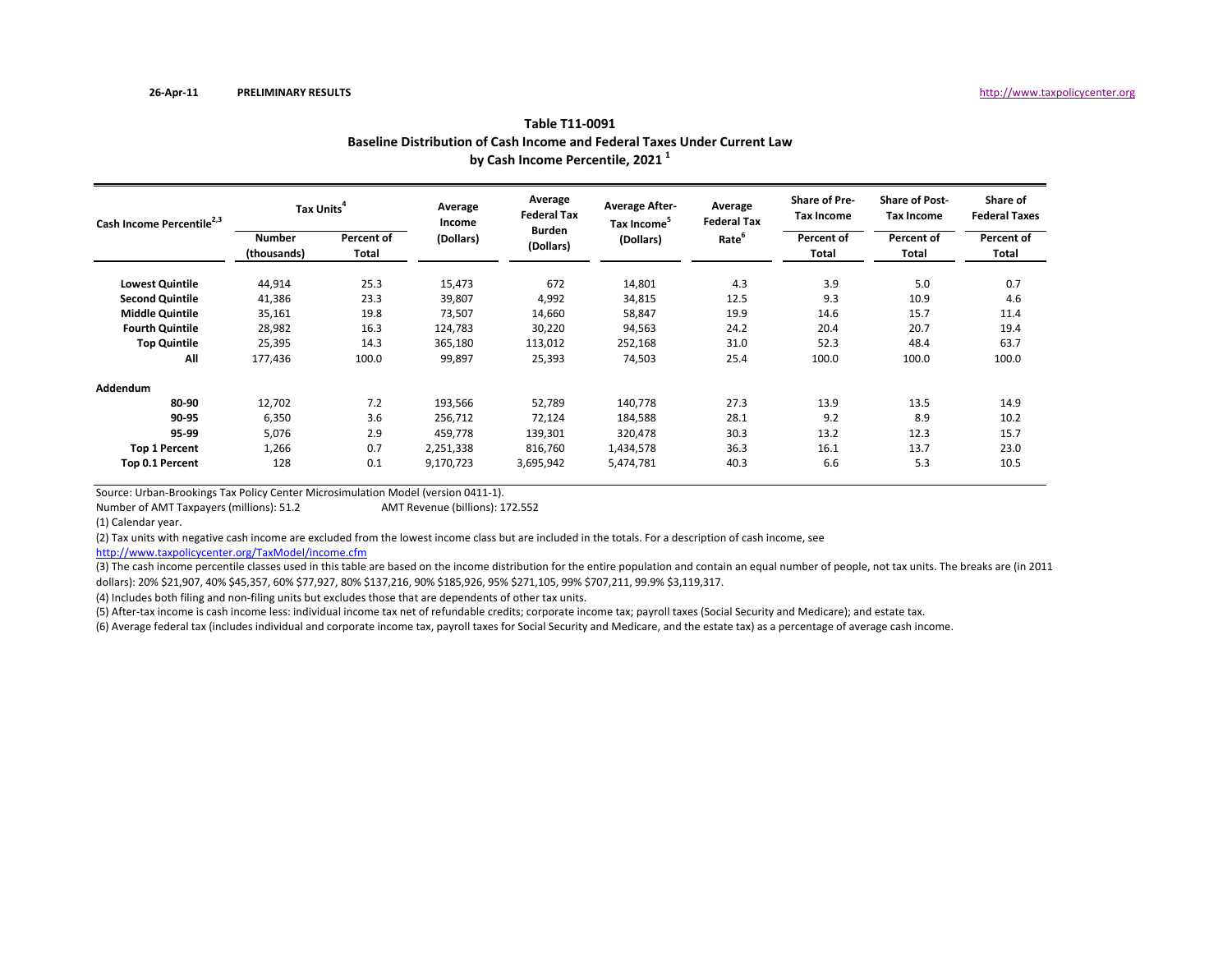26-Apr-11 **PRELIMINARY RESULTS** http://www.taxpolicycenter.org

**Table T11-0091**
**Baseline Distribution of Cash Income and Federal Taxes Under Current Law**
**by Cash Income Percentile, 2021 [1]**

| Cash Income Percentile[2,3] | Tax Units[4] | | Average Income (Dollars) | Average Federal Tax Burden (Dollars) | Average After-Tax Income[5] (Dollars) | Average Federal Tax Rate[6] | Share of Pre-Tax Income | Share of Post-Tax Income | Share of Federal Taxes |
|---|---|---|---|---|---|---|---|---|---|
| | Number (thousands) | Percent of Total | | | | | Percent of Total | Percent of Total | Percent of Total |
| **Lowest Quintile** | 44,914 | 25.3 | 15,473 | 672 | 14,801 | 4.3 | 3.9 | 5.0 | 0.7 |
| **Second Quintile** | 41,386 | 23.3 | 39,807 | 4,992 | 34,815 | 12.5 | 9.3 | 10.9 | 4.6 |
| **Middle Quintile** | 35,161 | 19.8 | 73,507 | 14,660 | 58,847 | 19.9 | 14.6 | 15.7 | 11.4 |
| **Fourth Quintile** | 28,982 | 16.3 | 124,783 | 30,220 | 94,563 | 24.2 | 20.4 | 20.7 | 19.4 |
| **Top Quintile** | 25,395 | 14.3 | 365,180 | 113,012 | 252,168 | 31.0 | 52.3 | 48.4 | 63.7 |
| **All** | 177,436 | 100.0 | 99,897 | 25,393 | 74,503 | 25.4 | 100.0 | 100.0 | 100.0 |
| **Addendum** | | | | | | | | | |
| **80-90** | 12,702 | 7.2 | 193,566 | 52,789 | 140,778 | 27.3 | 13.9 | 13.5 | 14.9 |
| **90-95** | 6,350 | 3.6 | 256,712 | 72,124 | 184,588 | 28.1 | 9.2 | 8.9 | 10.2 |
| **95-99** | 5,076 | 2.9 | 459,778 | 139,301 | 320,478 | 30.3 | 13.2 | 12.3 | 15.7 |
| **Top 1 Percent** | 1,266 | 0.7 | 2,251,338 | 816,760 | 1,434,578 | 36.3 | 16.1 | 13.7 | 23.0 |
| **Top 0.1 Percent** | 128 | 0.1 | 9,170,723 | 3,695,942 | 5,474,781 | 40.3 | 6.6 | 5.3 | 10.5 |

Source: Urban-Brookings Tax Policy Center Microsimulation Model (version 0411-1).

Number of AMT Taxpayers (millions): 51.2 AMT Revenue (billions): 172.552

(1) Calendar year.

(2) Tax units with negative cash income are excluded from the lowest income class but are included in the totals. For a description of cash income, see http://www.taxpolicycenter.org/TaxModel/income.cfm

(3) The cash income percentile classes used in this table are based on the income distribution for the entire population and contain an equal number of people, not tax units. The breaks are (in 2011 dollars): 20% $21,907, 40% $45,357, 60% $77,927, 80% $137,216, 90% $185,926, 95% $271,105, 99% $707,211, 99.9% $3,119,317.

(4) Includes both filing and non-filing units but excludes those that are dependents of other tax units.

(5) After-tax income is cash income less: individual income tax net of refundable credits; corporate income tax; payroll taxes (Social Security and Medicare); and estate tax.

(6) Average federal tax (includes individual and corporate income tax, payroll taxes for Social Security and Medicare, and the estate tax) as a percentage of average cash income.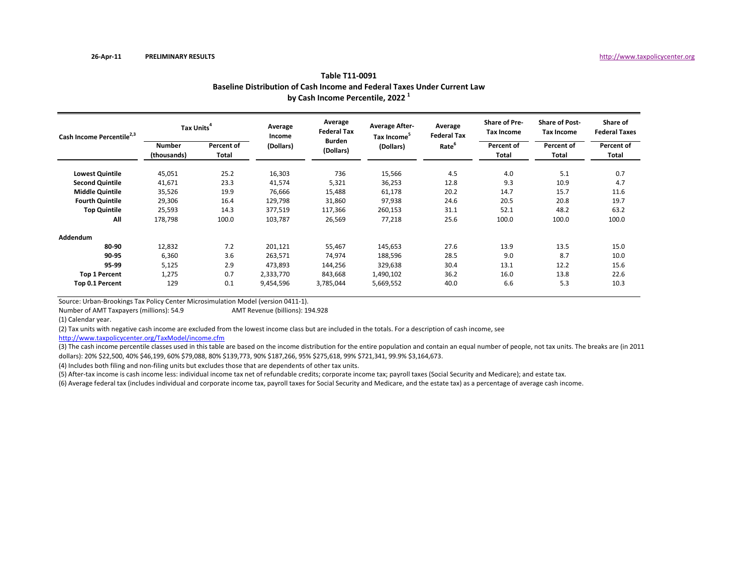26-Apr-11 **PRELIMINARY RESULTS** http://www.taxpolicycenter.org

**Table T11-0091**
**Baseline Distribution of Cash Income and Federal Taxes Under Current Law**
**by Cash Income Percentile, 2022 [1]**

| Cash Income Percentile[2,3] | Tax Units[4] | | Average Income (Dollars) | Average Federal Tax Burden (Dollars) | Average After-Tax Income[5] (Dollars) | Average Federal Tax Rate[6] | Share of Pre-Tax Income | Share of Post-Tax Income | Share of Federal Taxes |
|---|---|---|---|---|---|---|---|---|---|
| | Number (thousands) | Percent of Total | | | | | Percent of Total | Percent of Total | Percent of Total |
| **Lowest Quintile** | 45,051 | 25.2 | 16,303 | 736 | 15,566 | 4.5 | 4.0 | 5.1 | 0.7 |
| **Second Quintile** | 41,671 | 23.3 | 41,574 | 5,321 | 36,253 | 12.8 | 9.3 | 10.9 | 4.7 |
| **Middle Quintile** | 35,526 | 19.9 | 76,666 | 15,488 | 61,178 | 20.2 | 14.7 | 15.7 | 11.6 |
| **Fourth Quintile** | 29,306 | 16.4 | 129,798 | 31,860 | 97,938 | 24.6 | 20.5 | 20.8 | 19.7 |
| **Top Quintile** | 25,593 | 14.3 | 377,519 | 117,366 | 260,153 | 31.1 | 52.1 | 48.2 | 63.2 |
| **All** | 178,798 | 100.0 | 103,787 | 26,569 | 77,218 | 25.6 | 100.0 | 100.0 | 100.0 |
| **Addendum** | | | | | | | | | |
| **80-90** | 12,832 | 7.2 | 201,121 | 55,467 | 145,653 | 27.6 | 13.9 | 13.5 | 15.0 |
| **90-95** | 6,360 | 3.6 | 263,571 | 74,974 | 188,596 | 28.5 | 9.0 | 8.7 | 10.0 |
| **95-99** | 5,125 | 2.9 | 473,893 | 144,256 | 329,638 | 30.4 | 13.1 | 12.2 | 15.6 |
| **Top 1 Percent** | 1,275 | 0.7 | 2,333,770 | 843,668 | 1,490,102 | 36.2 | 16.0 | 13.8 | 22.6 |
| **Top 0.1 Percent** | 129 | 0.1 | 9,454,596 | 3,785,044 | 5,669,552 | 40.0 | 6.6 | 5.3 | 10.3 |

Source: Urban-Brookings Tax Policy Center Microsimulation Model (version 0411-1).

Number of AMT Taxpayers (millions): 54.9 AMT Revenue (billions): 194.928

(1) Calendar year.

(2) Tax units with negative cash income are excluded from the lowest income class but are included in the totals. For a description of cash income, see http://www.taxpolicycenter.org/TaxModel/income.cfm

(3) The cash income percentile classes used in this table are based on the income distribution for the entire population and contain an equal number of people, not tax units. The breaks are (in 2011 dollars): 20% $22,500, 40% $46,199, 60% $79,088, 80% $139,773, 90% $187,266, 95% $275,618, 99% $721,341, 99.9% $3,164,673.

(4) Includes both filing and non-filing units but excludes those that are dependents of other tax units.

(5) After-tax income is cash income less: individual income tax net of refundable credits; corporate income tax; payroll taxes (Social Security and Medicare); and estate tax.

(6) Average federal tax (includes individual and corporate income tax, payroll taxes for Social Security and Medicare, and the estate tax) as a percentage of average cash income.